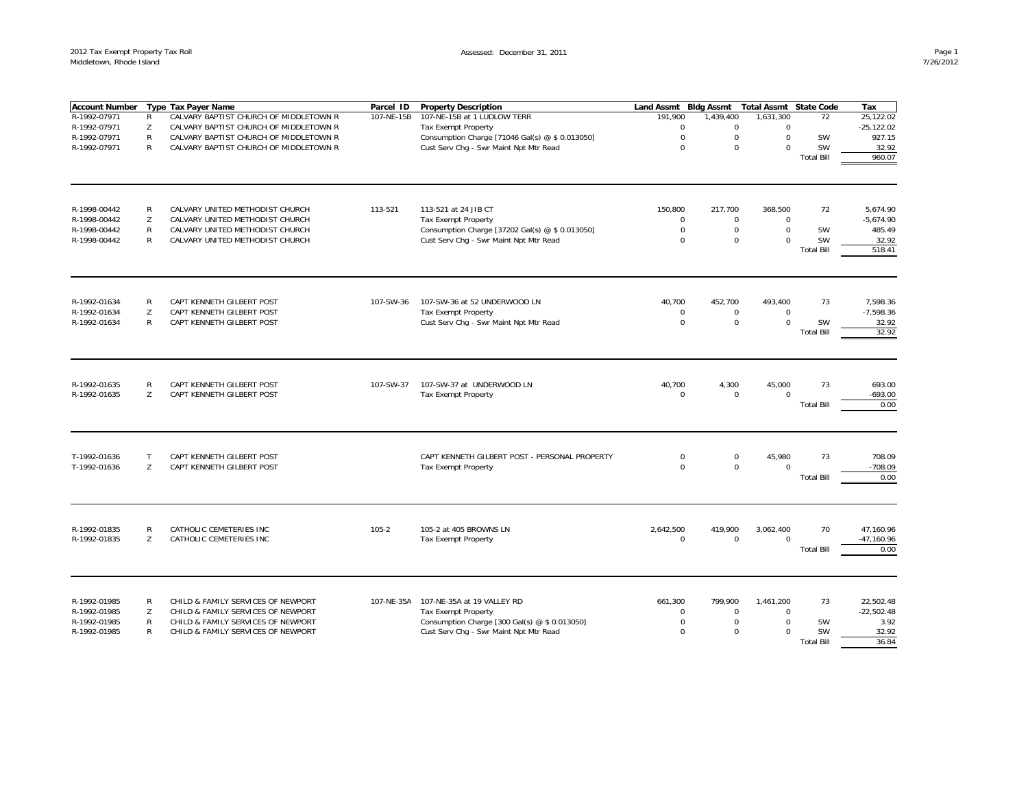2012 Tax Exempt Property Tax Roll
Middletown, Rhode Island

Assessed: December 31, 2011

| Account Number | Type | Tax Payer Name | Parcel ID | Property Description | Land Assmt | Bldg Assmt | Total Assmt | State Code | Tax |
|---|---|---|---|---|---|---|---|---|---|
| R-1992-07971 | R | CALVARY BAPTIST CHURCH OF MIDDLETOWN R | 107-NE-15B | 107-NE-15B at 1 LUDLOW TERR | 191,900 | 1,439,400 | 1,631,300 | 72 | 25,122.02 |
| R-1992-07971 | Z | CALVARY BAPTIST CHURCH OF MIDDLETOWN R | | Tax Exempt Property | 0 | 0 | 0 | | -25,122.02 |
| R-1992-07971 | R | CALVARY BAPTIST CHURCH OF MIDDLETOWN R | | Consumption Charge [71046 Gal(s) @ $ 0.013050] | 0 | 0 | 0 | SW | 927.15 |
| R-1992-07971 | R | CALVARY BAPTIST CHURCH OF MIDDLETOWN R | | Cust Serv Chg - Swr Maint Npt Mtr Read | 0 | 0 | 0 | SW | 32.92 |
| | | | | | | | | Total Bill | 960.07 |
| R-1998-00442 | R | CALVARY UNITED METHODIST CHURCH | 113-521 | 113-521 at 24 JIB CT | 150,800 | 217,700 | 368,500 | 72 | 5,674.90 |
| R-1998-00442 | Z | CALVARY UNITED METHODIST CHURCH | | Tax Exempt Property | 0 | 0 | 0 | | -5,674.90 |
| R-1998-00442 | R | CALVARY UNITED METHODIST CHURCH | | Consumption Charge [37202 Gal(s) @ $ 0.013050] | 0 | 0 | 0 | SW | 485.49 |
| R-1998-00442 | R | CALVARY UNITED METHODIST CHURCH | | Cust Serv Chg - Swr Maint Npt Mtr Read | 0 | 0 | 0 | SW | 32.92 |
| | | | | | | | | Total Bill | 518.41 |
| R-1992-01634 | R | CAPT KENNETH GILBERT POST | 107-SW-36 | 107-SW-36 at 52 UNDERWOOD LN | 40,700 | 452,700 | 493,400 | 73 | 7,598.36 |
| R-1992-01634 | Z | CAPT KENNETH GILBERT POST | | Tax Exempt Property | 0 | 0 | 0 | | -7,598.36 |
| R-1992-01634 | R | CAPT KENNETH GILBERT POST | | Cust Serv Chg - Swr Maint Npt Mtr Read | 0 | 0 | 0 | SW | 32.92 |
| | | | | | | | | Total Bill | 32.92 |
| R-1992-01635 | R | CAPT KENNETH GILBERT POST | 107-SW-37 | 107-SW-37 at UNDERWOOD LN | 40,700 | 4,300 | 45,000 | 73 | 693.00 |
| R-1992-01635 | Z | CAPT KENNETH GILBERT POST | | Tax Exempt Property | 0 | 0 | 0 | | -693.00 |
| | | | | | | | | Total Bill | 0.00 |
| T-1992-01636 | T | CAPT KENNETH GILBERT POST | | CAPT KENNETH GILBERT POST - PERSONAL PROPERTY | 0 | 0 | 45,980 | 73 | 708.09 |
| T-1992-01636 | Z | CAPT KENNETH GILBERT POST | | Tax Exempt Property | 0 | 0 | 0 | | -708.09 |
| | | | | | | | | Total Bill | 0.00 |
| R-1992-01835 | R | CATHOLIC CEMETERIES INC | 105-2 | 105-2 at 405 BROWNS LN | 2,642,500 | 419,900 | 3,062,400 | 70 | 47,160.96 |
| R-1992-01835 | Z | CATHOLIC CEMETERIES INC | | Tax Exempt Property | 0 | 0 | 0 | | -47,160.96 |
| | | | | | | | | Total Bill | 0.00 |
| R-1992-01985 | R | CHILD & FAMILY SERVICES OF NEWPORT | 107-NE-35A | 107-NE-35A at 19 VALLEY RD | 661,300 | 799,900 | 1,461,200 | 73 | 22,502.48 |
| R-1992-01985 | Z | CHILD & FAMILY SERVICES OF NEWPORT | | Tax Exempt Property | 0 | 0 | 0 | | -22,502.48 |
| R-1992-01985 | R | CHILD & FAMILY SERVICES OF NEWPORT | | Consumption Charge [300 Gal(s) @ $ 0.013050] | 0 | 0 | 0 | SW | 3.92 |
| R-1992-01985 | R | CHILD & FAMILY SERVICES OF NEWPORT | | Cust Serv Chg - Swr Maint Npt Mtr Read | 0 | 0 | 0 | SW | 32.92 |
| | | | | | | | | Total Bill | 36.84 |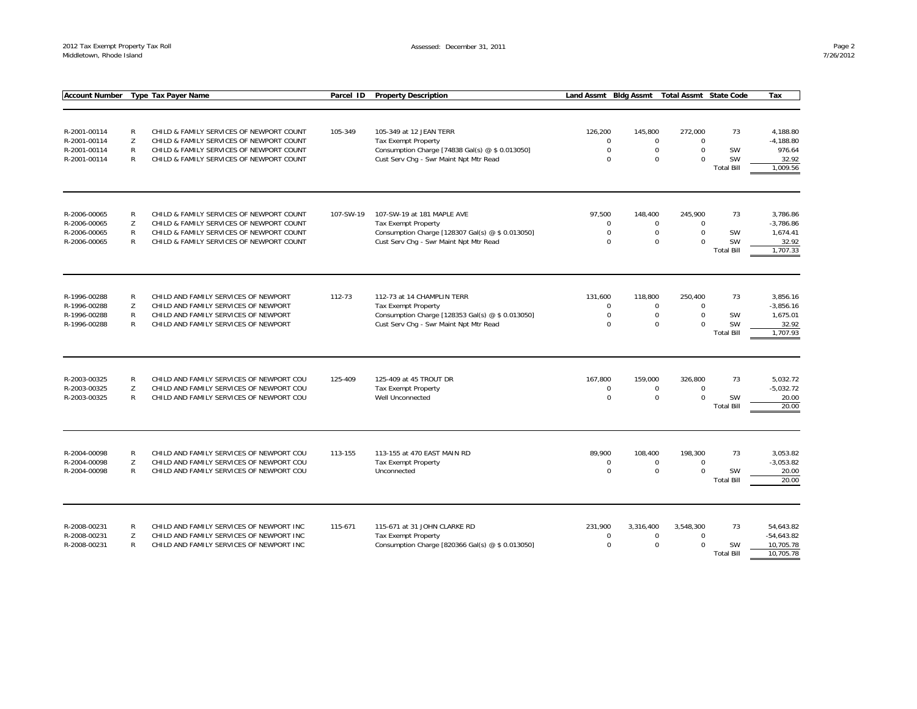| Account Number | Type | Tax Payer Name | Parcel ID | Property Description | Land Assmt | Bldg Assmt | Total Assmt | State Code | Tax |
|---|---|---|---|---|---|---|---|---|---|
| R-2001-00114 | R | CHILD & FAMILY SERVICES OF NEWPORT COUNT | 105-349 | 105-349 at 12 JEAN TERR | 126,200 | 145,800 | 272,000 | 73 | 4,188.80 |
| R-2001-00114 | Z | CHILD & FAMILY SERVICES OF NEWPORT COUNT | | Tax Exempt Property | 0 | 0 | 0 | | -4,188.80 |
| R-2001-00114 | R | CHILD & FAMILY SERVICES OF NEWPORT COUNT | | Consumption Charge [74838 Gal(s) @ $ 0.013050] | 0 | 0 | 0 | SW | 976.64 |
| R-2001-00114 | R | CHILD & FAMILY SERVICES OF NEWPORT COUNT | | Cust Serv Chg - Swr Maint Npt Mtr Read | 0 | 0 | 0 | SW | 32.92 |
| | | | | | | | | Total Bill | 1,009.56 |
| R-2006-00065 | R | CHILD & FAMILY SERVICES OF NEWPORT COUNT | 107-SW-19 | 107-SW-19 at 181 MAPLE AVE | 97,500 | 148,400 | 245,900 | 73 | 3,786.86 |
| R-2006-00065 | Z | CHILD & FAMILY SERVICES OF NEWPORT COUNT | | Tax Exempt Property | 0 | 0 | 0 | | -3,786.86 |
| R-2006-00065 | R | CHILD & FAMILY SERVICES OF NEWPORT COUNT | | Consumption Charge [128307 Gal(s) @ $ 0.013050] | 0 | 0 | 0 | SW | 1,674.41 |
| R-2006-00065 | R | CHILD & FAMILY SERVICES OF NEWPORT COUNT | | Cust Serv Chg - Swr Maint Npt Mtr Read | 0 | 0 | 0 | SW | 32.92 |
| | | | | | | | | Total Bill | 1,707.33 |
| R-1996-00288 | R | CHILD AND FAMILY SERVICES OF NEWPORT | 112-73 | 112-73 at 14 CHAMPLIN TERR | 131,600 | 118,800 | 250,400 | 73 | 3,856.16 |
| R-1996-00288 | Z | CHILD AND FAMILY SERVICES OF NEWPORT | | Tax Exempt Property | 0 | 0 | 0 | | -3,856.16 |
| R-1996-00288 | R | CHILD AND FAMILY SERVICES OF NEWPORT | | Consumption Charge [128353 Gal(s) @ $ 0.013050] | 0 | 0 | 0 | SW | 1,675.01 |
| R-1996-00288 | R | CHILD AND FAMILY SERVICES OF NEWPORT | | Cust Serv Chg - Swr Maint Npt Mtr Read | 0 | 0 | 0 | SW | 32.92 |
| | | | | | | | | Total Bill | 1,707.93 |
| R-2003-00325 | R | CHILD AND FAMILY SERVICES OF NEWPORT COU | 125-409 | 125-409 at 45 TROUT DR | 167,800 | 159,000 | 326,800 | 73 | 5,032.72 |
| R-2003-00325 | Z | CHILD AND FAMILY SERVICES OF NEWPORT COU | | Tax Exempt Property | 0 | 0 | 0 | | -5,032.72 |
| R-2003-00325 | R | CHILD AND FAMILY SERVICES OF NEWPORT COU | | Well Unconnected | 0 | 0 | 0 | SW | 20.00 |
| | | | | | | | | Total Bill | 20.00 |
| R-2004-00098 | R | CHILD AND FAMILY SERVICES OF NEWPORT COU | 113-155 | 113-155 at 470 EAST MAIN RD | 89,900 | 108,400 | 198,300 | 73 | 3,053.82 |
| R-2004-00098 | Z | CHILD AND FAMILY SERVICES OF NEWPORT COU | | Tax Exempt Property | 0 | 0 | 0 | | -3,053.82 |
| R-2004-00098 | R | CHILD AND FAMILY SERVICES OF NEWPORT COU | | Unconnected | 0 | 0 | 0 | SW | 20.00 |
| | | | | | | | | Total Bill | 20.00 |
| R-2008-00231 | R | CHILD AND FAMILY SERVICES OF NEWPORT INC | 115-671 | 115-671 at 31 JOHN CLARKE RD | 231,900 | 3,316,400 | 3,548,300 | 73 | 54,643.82 |
| R-2008-00231 | Z | CHILD AND FAMILY SERVICES OF NEWPORT INC | | Tax Exempt Property | 0 | 0 | 0 | | -54,643.82 |
| R-2008-00231 | R | CHILD AND FAMILY SERVICES OF NEWPORT INC | | Consumption Charge [820366 Gal(s) @ $ 0.013050] | 0 | 0 | 0 | SW | 10,705.78 |
| | | | | | | | | Total Bill | 10,705.78 |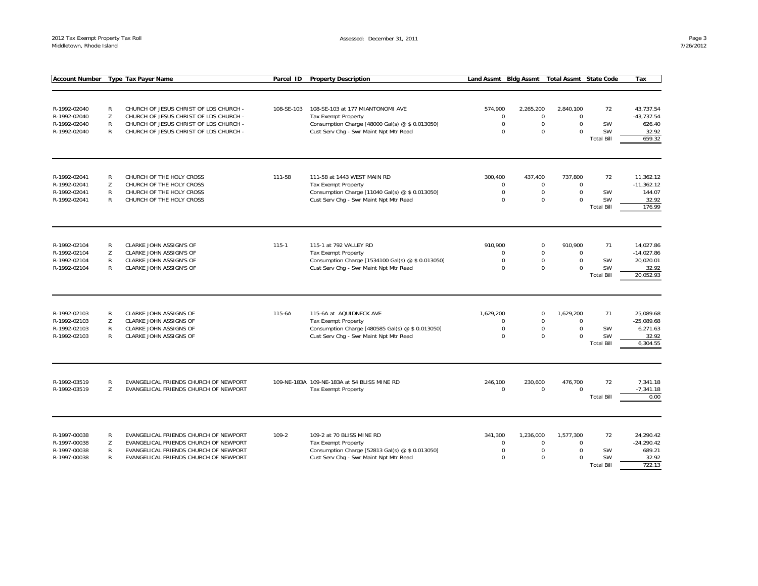| Account Number | Type | Tax Payer Name | Parcel ID | Property Description | Land Assmt | Bldg Assmt | Total Assmt | State Code | Tax |
|---|---|---|---|---|---|---|---|---|---|
| R-1992-02040 | R | CHURCH OF JESUS CHRIST OF LDS CHURCH - | 108-SE-103 | 108-SE-103 at 177 MIANTONOMI AVE | 574,900 | 2,265,200 | 2,840,100 | 72 | 43,737.54 |
| R-1992-02040 | Z | CHURCH OF JESUS CHRIST OF LDS CHURCH - | | Tax Exempt Property | 0 | 0 | 0 | | -43,737.54 |
| R-1992-02040 | R | CHURCH OF JESUS CHRIST OF LDS CHURCH - | | Consumption Charge [48000 Gal(s) @ $ 0.013050] | 0 | 0 | 0 | SW | 626.40 |
| R-1992-02040 | R | CHURCH OF JESUS CHRIST OF LDS CHURCH - | | Cust Serv Chg - Swr Maint Npt Mtr Read | 0 | 0 | 0 | SW | 32.92 |
| | | | | | | | | Total Bill | 659.32 |
| R-1992-02041 | R | CHURCH OF THE HOLY CROSS | 111-58 | 111-58 at 1443 WEST MAIN RD | 300,400 | 437,400 | 737,800 | 72 | 11,362.12 |
| R-1992-02041 | Z | CHURCH OF THE HOLY CROSS | | Tax Exempt Property | 0 | 0 | 0 | | -11,362.12 |
| R-1992-02041 | R | CHURCH OF THE HOLY CROSS | | Consumption Charge [11040 Gal(s) @ $ 0.013050] | 0 | 0 | 0 | SW | 144.07 |
| R-1992-02041 | R | CHURCH OF THE HOLY CROSS | | Cust Serv Chg - Swr Maint Npt Mtr Read | 0 | 0 | 0 | SW | 32.92 |
| | | | | | | | | Total Bill | 176.99 |
| R-1992-02104 | R | CLARKE JOHN ASSIGN'S OF | 115-1 | 115-1 at 792 VALLEY RD | 910,900 | 0 | 910,900 | 71 | 14,027.86 |
| R-1992-02104 | Z | CLARKE JOHN ASSIGN'S OF | | Tax Exempt Property | 0 | 0 | 0 | | -14,027.86 |
| R-1992-02104 | R | CLARKE JOHN ASSIGN'S OF | | Consumption Charge [1534100 Gal(s) @ $ 0.013050] | 0 | 0 | 0 | SW | 20,020.01 |
| R-1992-02104 | R | CLARKE JOHN ASSIGN'S OF | | Cust Serv Chg - Swr Maint Npt Mtr Read | 0 | 0 | 0 | SW | 32.92 |
| | | | | | | | | Total Bill | 20,052.93 |
| R-1992-02103 | R | CLARKE JOHN ASSIGNS OF | 115-6A | 115-6A at AQUIDNECK AVE | 1,629,200 | 0 | 1,629,200 | 71 | 25,089.68 |
| R-1992-02103 | Z | CLARKE JOHN ASSIGNS OF | | Tax Exempt Property | 0 | 0 | 0 | | -25,089.68 |
| R-1992-02103 | R | CLARKE JOHN ASSIGNS OF | | Consumption Charge [480585 Gal(s) @ $ 0.013050] | 0 | 0 | 0 | SW | 6,271.63 |
| R-1992-02103 | R | CLARKE JOHN ASSIGNS OF | | Cust Serv Chg - Swr Maint Npt Mtr Read | 0 | 0 | 0 | SW | 32.92 |
| | | | | | | | | Total Bill | 6,304.55 |
| R-1992-03519 | R | EVANGELICAL FRIENDS CHURCH OF NEWPORT | 109-NE-183A | 109-NE-183A at 54 BLISS MINE RD | 246,100 | 230,600 | 476,700 | 72 | 7,341.18 |
| R-1992-03519 | Z | EVANGELICAL FRIENDS CHURCH OF NEWPORT | | Tax Exempt Property | 0 | 0 | 0 | | -7,341.18 |
| | | | | | | | | Total Bill | 0.00 |
| R-1997-00038 | R | EVANGELICAL FRIENDS CHURCH OF NEWPORT | 109-2 | 109-2 at 70 BLISS MINE RD | 341,300 | 1,236,000 | 1,577,300 | 72 | 24,290.42 |
| R-1997-00038 | Z | EVANGELICAL FRIENDS CHURCH OF NEWPORT | | Tax Exempt Property | 0 | 0 | 0 | | -24,290.42 |
| R-1997-00038 | R | EVANGELICAL FRIENDS CHURCH OF NEWPORT | | Consumption Charge [52813 Gal(s) @ $ 0.013050] | 0 | 0 | 0 | SW | 689.21 |
| R-1997-00038 | R | EVANGELICAL FRIENDS CHURCH OF NEWPORT | | Cust Serv Chg - Swr Maint Npt Mtr Read | 0 | 0 | 0 | SW | 32.92 |
| | | | | | | | | Total Bill | 722.13 |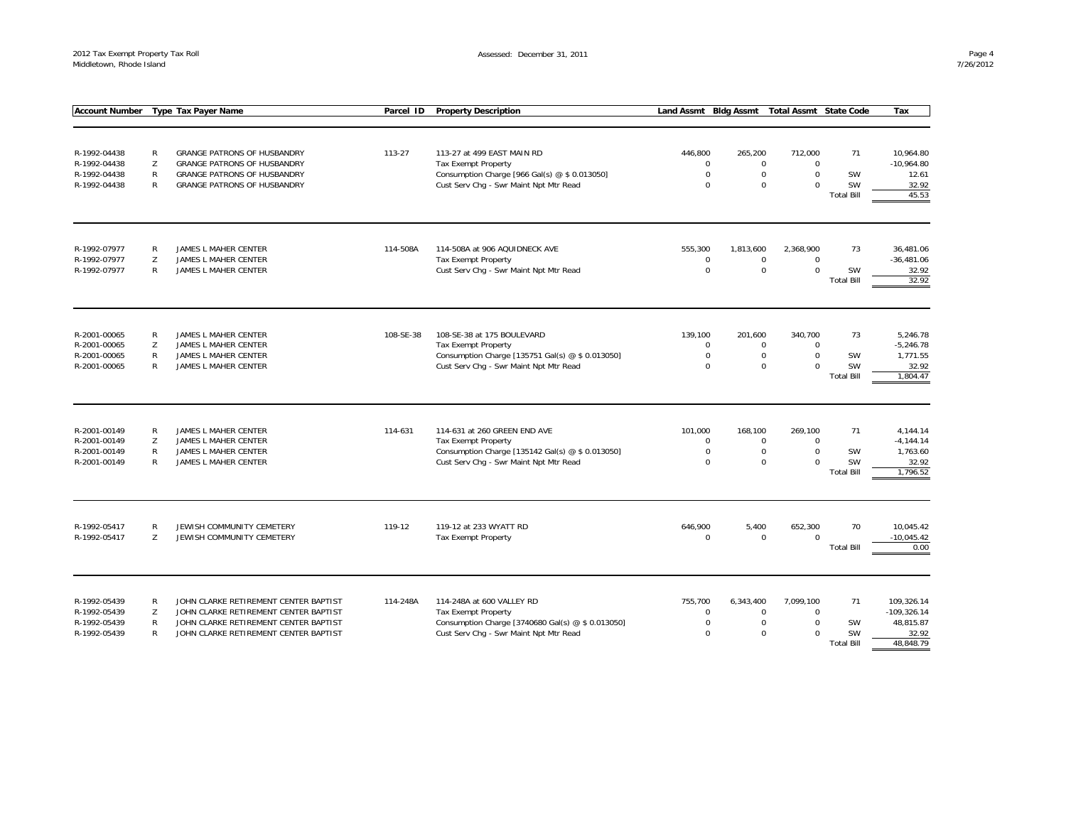| Account Number | Type | Tax Payer Name | Parcel ID | Property Description | Land Assmt | Bldg Assmt | Total Assmt | State Code | Tax |
|---|---|---|---|---|---|---|---|---|---|
| R-1992-04438 | R | GRANGE PATRONS OF HUSBANDRY | 113-27 | 113-27 at 499 EAST MAIN RD | 446,800 | 265,200 | 712,000 | 71 | 10,964.80 |
| R-1992-04438 | Z | GRANGE PATRONS OF HUSBANDRY | | Tax Exempt Property | 0 | 0 | 0 | | -10,964.80 |
| R-1992-04438 | R | GRANGE PATRONS OF HUSBANDRY | | Consumption Charge [966 Gal(s) @ $ 0.013050] | 0 | 0 | 0 | SW | 12.61 |
| R-1992-04438 | R | GRANGE PATRONS OF HUSBANDRY | | Cust Serv Chg - Swr Maint Npt Mtr Read | 0 | 0 | 0 | SW | 32.92 |
| | | | | | | | | Total Bill | 45.53 |
| R-1992-07977 | R | JAMES L MAHER CENTER | 114-508A | 114-508A at 906 AQUIDNECK AVE | 555,300 | 1,813,600 | 2,368,900 | 73 | 36,481.06 |
| R-1992-07977 | Z | JAMES L MAHER CENTER | | Tax Exempt Property | 0 | 0 | 0 | | -36,481.06 |
| R-1992-07977 | R | JAMES L MAHER CENTER | | Cust Serv Chg - Swr Maint Npt Mtr Read | 0 | 0 | 0 | SW | 32.92 |
| | | | | | | | | Total Bill | 32.92 |
| R-2001-00065 | R | JAMES L MAHER CENTER | 108-SE-38 | 108-SE-38 at 175 BOULEVARD | 139,100 | 201,600 | 340,700 | 73 | 5,246.78 |
| R-2001-00065 | Z | JAMES L MAHER CENTER | | Tax Exempt Property | 0 | 0 | 0 | | -5,246.78 |
| R-2001-00065 | R | JAMES L MAHER CENTER | | Consumption Charge [135751 Gal(s) @ $ 0.013050] | 0 | 0 | 0 | SW | 1,771.55 |
| R-2001-00065 | R | JAMES L MAHER CENTER | | Cust Serv Chg - Swr Maint Npt Mtr Read | 0 | 0 | 0 | SW | 32.92 |
| | | | | | | | | Total Bill | 1,804.47 |
| R-2001-00149 | R | JAMES L MAHER CENTER | 114-631 | 114-631 at 260 GREEN END AVE | 101,000 | 168,100 | 269,100 | 71 | 4,144.14 |
| R-2001-00149 | Z | JAMES L MAHER CENTER | | Tax Exempt Property | 0 | 0 | 0 | | -4,144.14 |
| R-2001-00149 | R | JAMES L MAHER CENTER | | Consumption Charge [135142 Gal(s) @ $ 0.013050] | 0 | 0 | 0 | SW | 1,763.60 |
| R-2001-00149 | R | JAMES L MAHER CENTER | | Cust Serv Chg - Swr Maint Npt Mtr Read | 0 | 0 | 0 | SW | 32.92 |
| | | | | | | | | Total Bill | 1,796.52 |
| R-1992-05417 | R | JEWISH COMMUNITY CEMETERY | 119-12 | 119-12 at 233 WYATT RD | 646,900 | 5,400 | 652,300 | 70 | 10,045.42 |
| R-1992-05417 | Z | JEWISH COMMUNITY CEMETERY | | Tax Exempt Property | 0 | 0 | 0 | | -10,045.42 |
| | | | | | | | | Total Bill | 0.00 |
| R-1992-05439 | R | JOHN CLARKE RETIREMENT CENTER BAPTIST | 114-248A | 114-248A at 600 VALLEY RD | 755,700 | 6,343,400 | 7,099,100 | 71 | 109,326.14 |
| R-1992-05439 | Z | JOHN CLARKE RETIREMENT CENTER BAPTIST | | Tax Exempt Property | 0 | 0 | 0 | | -109,326.14 |
| R-1992-05439 | R | JOHN CLARKE RETIREMENT CENTER BAPTIST | | Consumption Charge [3740680 Gal(s) @ $ 0.013050] | 0 | 0 | 0 | SW | 48,815.87 |
| R-1992-05439 | R | JOHN CLARKE RETIREMENT CENTER BAPTIST | | Cust Serv Chg - Swr Maint Npt Mtr Read | 0 | 0 | 0 | SW | 32.92 |
| | | | | | | | | Total Bill | 48,848.79 |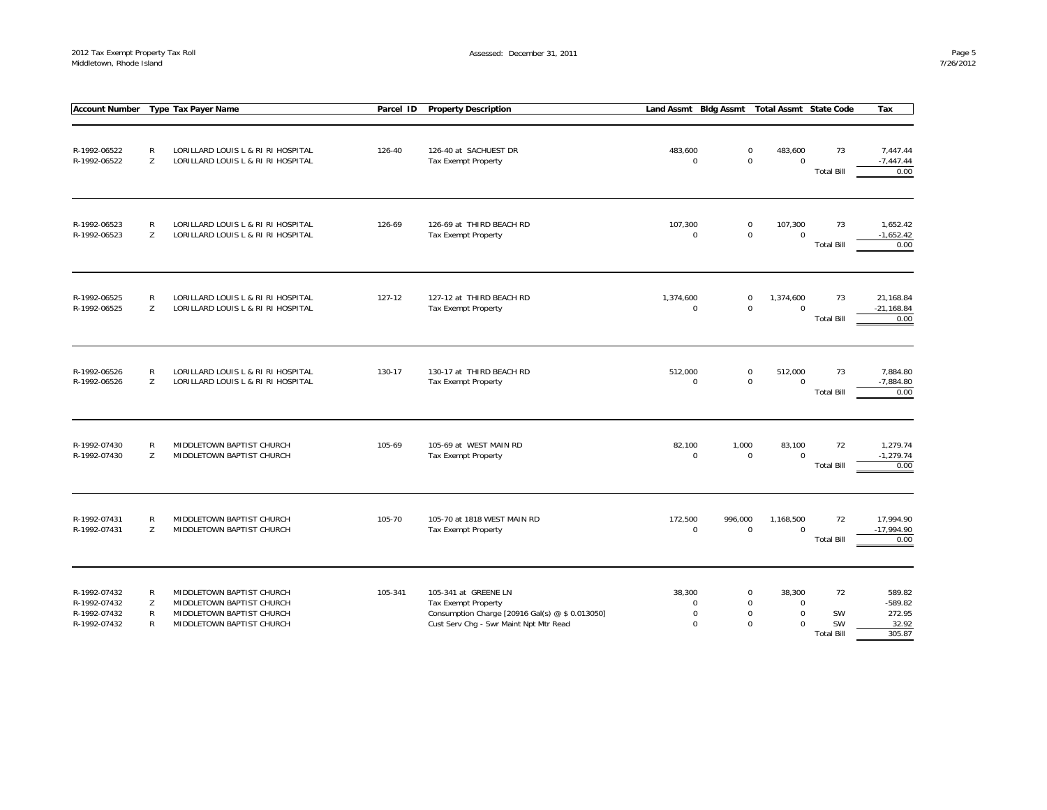| Account Number | Type | Tax Payer Name | Parcel ID | Property Description | Land Assmt | Bldg Assmt | Total Assmt | State Code | Tax |
|---|---|---|---|---|---|---|---|---|---|
| R-1992-06522 | R | LORILLARD LOUIS L & RI RI HOSPITAL | 126-40 | 126-40 at SACHUEST DR | 483,600 | 0 | 483,600 | 73 | 7,447.44 |
| R-1992-06522 | Z | LORILLARD LOUIS L & RI RI HOSPITAL | | Tax Exempt Property | 0 | 0 | 0 | | -7,447.44 |
| | | | | | | | | Total Bill | 0.00 |
| R-1992-06523 | R | LORILLARD LOUIS L & RI RI HOSPITAL | 126-69 | 126-69 at THIRD BEACH RD | 107,300 | 0 | 107,300 | 73 | 1,652.42 |
| R-1992-06523 | Z | LORILLARD LOUIS L & RI RI HOSPITAL | | Tax Exempt Property | 0 | 0 | 0 | | -1,652.42 |
| | | | | | | | | Total Bill | 0.00 |
| R-1992-06525 | R | LORILLARD LOUIS L & RI RI HOSPITAL | 127-12 | 127-12 at THIRD BEACH RD | 1,374,600 | 0 | 1,374,600 | 73 | 21,168.84 |
| R-1992-06525 | Z | LORILLARD LOUIS L & RI RI HOSPITAL | | Tax Exempt Property | 0 | 0 | 0 | | -21,168.84 |
| | | | | | | | | Total Bill | 0.00 |
| R-1992-06526 | R | LORILLARD LOUIS L & RI RI HOSPITAL | 130-17 | 130-17 at THIRD BEACH RD | 512,000 | 0 | 512,000 | 73 | 7,884.80 |
| R-1992-06526 | Z | LORILLARD LOUIS L & RI RI HOSPITAL | | Tax Exempt Property | 0 | 0 | 0 | | -7,884.80 |
| | | | | | | | | Total Bill | 0.00 |
| R-1992-07430 | R | MIDDLETOWN BAPTIST CHURCH | 105-69 | 105-69 at WEST MAIN RD | 82,100 | 1,000 | 83,100 | 72 | 1,279.74 |
| R-1992-07430 | Z | MIDDLETOWN BAPTIST CHURCH | | Tax Exempt Property | 0 | 0 | 0 | | -1,279.74 |
| | | | | | | | | Total Bill | 0.00 |
| R-1992-07431 | R | MIDDLETOWN BAPTIST CHURCH | 105-70 | 105-70 at 1818 WEST MAIN RD | 172,500 | 996,000 | 1,168,500 | 72 | 17,994.90 |
| R-1992-07431 | Z | MIDDLETOWN BAPTIST CHURCH | | Tax Exempt Property | 0 | 0 | 0 | | -17,994.90 |
| | | | | | | | | Total Bill | 0.00 |
| R-1992-07432 | R | MIDDLETOWN BAPTIST CHURCH | 105-341 | 105-341 at GREENE LN | 38,300 | 0 | 38,300 | 72 | 589.82 |
| R-1992-07432 | Z | MIDDLETOWN BAPTIST CHURCH | | Tax Exempt Property | 0 | 0 | 0 | | -589.82 |
| R-1992-07432 | R | MIDDLETOWN BAPTIST CHURCH | | Consumption Charge [20916 Gal(s) @ $ 0.013050] | 0 | 0 | 0 | SW | 272.95 |
| R-1992-07432 | R | MIDDLETOWN BAPTIST CHURCH | | Cust Serv Chg - Swr Maint Npt Mtr Read | 0 | 0 | 0 | SW | 32.92 |
| | | | | | | | | Total Bill | 305.87 |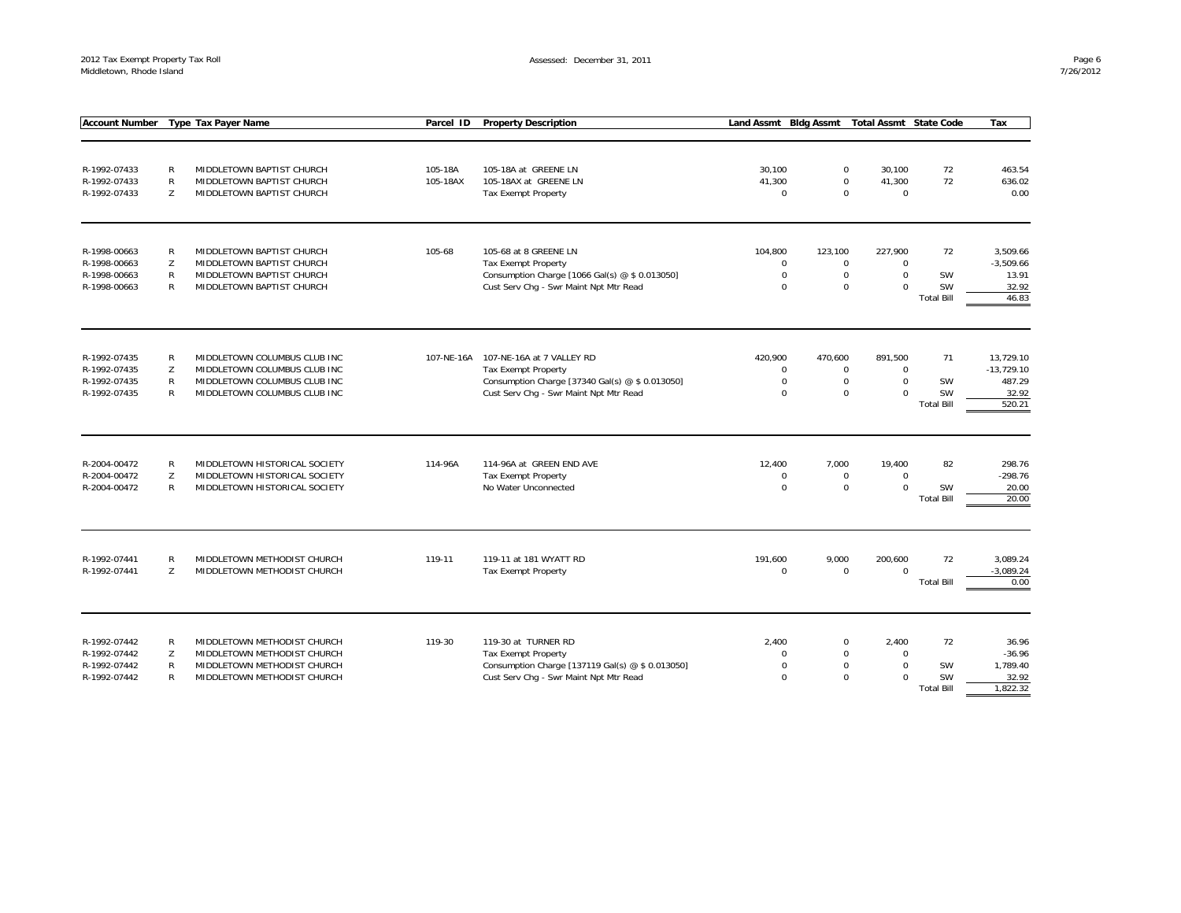| Account Number | Type | Tax Payer Name | Parcel ID | Property Description | Land Assmt | Bldg Assmt | Total Assmt | State Code | Tax |
|---|---|---|---|---|---|---|---|---|---|
| R-1992-07433 | R | MIDDLETOWN BAPTIST CHURCH | 105-18A | 105-18A at GREENE LN | 30,100 | 0 | 30,100 | 72 | 463.54 |
| R-1992-07433 | R | MIDDLETOWN BAPTIST CHURCH | 105-18AX | 105-18AX at GREENE LN | 41,300 | 0 | 41,300 | 72 | 636.02 |
| R-1992-07433 | Z | MIDDLETOWN BAPTIST CHURCH | | Tax Exempt Property | 0 | 0 | 0 | | 0.00 |
| R-1998-00663 | R | MIDDLETOWN BAPTIST CHURCH | 105-68 | 105-68 at 8 GREENE LN | 104,800 | 123,100 | 227,900 | 72 | 3,509.66 |
| R-1998-00663 | Z | MIDDLETOWN BAPTIST CHURCH | | Tax Exempt Property | 0 | 0 | 0 | | -3,509.66 |
| R-1998-00663 | R | MIDDLETOWN BAPTIST CHURCH | | Consumption Charge [1066 Gal(s) @ $ 0.013050] | 0 | 0 | 0 | SW | 13.91 |
| R-1998-00663 | R | MIDDLETOWN BAPTIST CHURCH | | Cust Serv Chg - Swr Maint Npt Mtr Read | 0 | 0 | 0 | SW | 32.92 |
| | | | | | | | | Total Bill | 46.83 |
| R-1992-07435 | R | MIDDLETOWN COLUMBUS CLUB INC | 107-NE-16A | 107-NE-16A at 7 VALLEY RD | 420,900 | 470,600 | 891,500 | 71 | 13,729.10 |
| R-1992-07435 | Z | MIDDLETOWN COLUMBUS CLUB INC | | Tax Exempt Property | 0 | 0 | 0 | | -13,729.10 |
| R-1992-07435 | R | MIDDLETOWN COLUMBUS CLUB INC | | Consumption Charge [37340 Gal(s) @ $ 0.013050] | 0 | 0 | 0 | SW | 487.29 |
| R-1992-07435 | R | MIDDLETOWN COLUMBUS CLUB INC | | Cust Serv Chg - Swr Maint Npt Mtr Read | 0 | 0 | 0 | SW | 32.92 |
| | | | | | | | | Total Bill | 520.21 |
| R-2004-00472 | R | MIDDLETOWN HISTORICAL SOCIETY | 114-96A | 114-96A at GREEN END AVE | 12,400 | 7,000 | 19,400 | 82 | 298.76 |
| R-2004-00472 | Z | MIDDLETOWN HISTORICAL SOCIETY | | Tax Exempt Property | 0 | 0 | 0 | | -298.76 |
| R-2004-00472 | R | MIDDLETOWN HISTORICAL SOCIETY | | No Water Unconnected | 0 | 0 | 0 | SW | 20.00 |
| | | | | | | | | Total Bill | 20.00 |
| R-1992-07441 | R | MIDDLETOWN METHODIST CHURCH | 119-11 | 119-11 at 181 WYATT RD | 191,600 | 9,000 | 200,600 | 72 | 3,089.24 |
| R-1992-07441 | Z | MIDDLETOWN METHODIST CHURCH | | Tax Exempt Property | 0 | 0 | 0 | | -3,089.24 |
| | | | | | | | | Total Bill | 0.00 |
| R-1992-07442 | R | MIDDLETOWN METHODIST CHURCH | 119-30 | 119-30 at TURNER RD | 2,400 | 0 | 2,400 | 72 | 36.96 |
| R-1992-07442 | Z | MIDDLETOWN METHODIST CHURCH | | Tax Exempt Property | 0 | 0 | 0 | | -36.96 |
| R-1992-07442 | R | MIDDLETOWN METHODIST CHURCH | | Consumption Charge [137119 Gal(s) @ $ 0.013050] | 0 | 0 | 0 | SW | 1,789.40 |
| R-1992-07442 | R | MIDDLETOWN METHODIST CHURCH | | Cust Serv Chg - Swr Maint Npt Mtr Read | 0 | 0 | 0 | SW | 32.92 |
| | | | | | | | | Total Bill | 1,822.32 |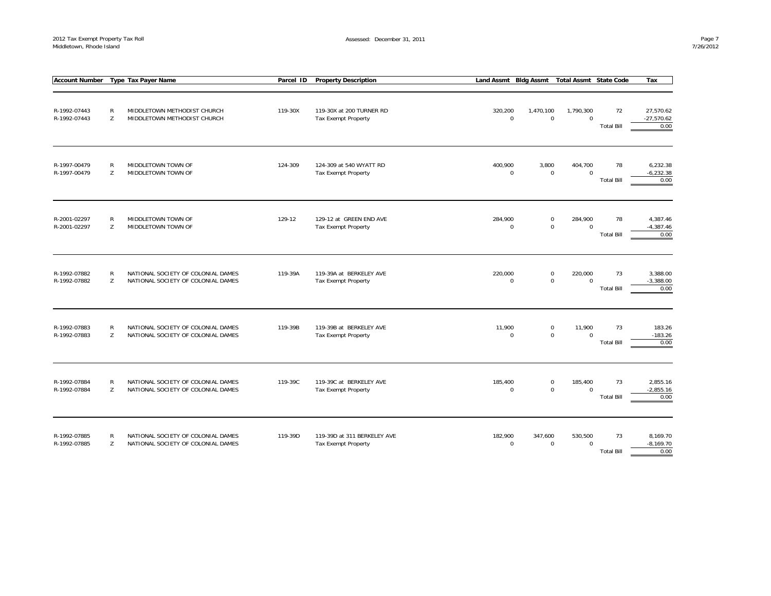| Account Number | Type | Tax Payer Name | Parcel ID | Property Description | Land Assmt | Bldg Assmt | Total Assmt | State Code | Tax |
|---|---|---|---|---|---|---|---|---|---|
| R-1992-07443 | R | MIDDLETOWN METHODIST CHURCH | 119-30X | 119-30X at 200 TURNER RD | 320,200 | 1,470,100 | 1,790,300 | 72 | 27,570.62 |
| R-1992-07443 | Z | MIDDLETOWN METHODIST CHURCH | | Tax Exempt Property | 0 | 0 | 0 | | -27,570.62 |
| | | | | | | | | Total Bill | 0.00 |
| R-1997-00479 | R | MIDDLETOWN TOWN OF | 124-309 | 124-309 at 540 WYATT RD | 400,900 | 3,800 | 404,700 | 78 | 6,232.38 |
| R-1997-00479 | Z | MIDDLETOWN TOWN OF | | Tax Exempt Property | 0 | 0 | 0 | | -6,232.38 |
| | | | | | | | | Total Bill | 0.00 |
| R-2001-02297 | R | MIDDLETOWN TOWN OF | 129-12 | 129-12 at GREEN END AVE | 284,900 | 0 | 284,900 | 78 | 4,387.46 |
| R-2001-02297 | Z | MIDDLETOWN TOWN OF | | Tax Exempt Property | 0 | 0 | 0 | | -4,387.46 |
| | | | | | | | | Total Bill | 0.00 |
| R-1992-07882 | R | NATIONAL SOCIETY OF COLONIAL DAMES | 119-39A | 119-39A at BERKELEY AVE | 220,000 | 0 | 220,000 | 73 | 3,388.00 |
| R-1992-07882 | Z | NATIONAL SOCIETY OF COLONIAL DAMES | | Tax Exempt Property | 0 | 0 | 0 | | -3,388.00 |
| | | | | | | | | Total Bill | 0.00 |
| R-1992-07883 | R | NATIONAL SOCIETY OF COLONIAL DAMES | 119-39B | 119-39B at BERKELEY AVE | 11,900 | 0 | 11,900 | 73 | 183.26 |
| R-1992-07883 | Z | NATIONAL SOCIETY OF COLONIAL DAMES | | Tax Exempt Property | 0 | 0 | 0 | | -183.26 |
| | | | | | | | | Total Bill | 0.00 |
| R-1992-07884 | R | NATIONAL SOCIETY OF COLONIAL DAMES | 119-39C | 119-39C at BERKELEY AVE | 185,400 | 0 | 185,400 | 73 | 2,855.16 |
| R-1992-07884 | Z | NATIONAL SOCIETY OF COLONIAL DAMES | | Tax Exempt Property | 0 | 0 | 0 | | -2,855.16 |
| | | | | | | | | Total Bill | 0.00 |
| R-1992-07885 | R | NATIONAL SOCIETY OF COLONIAL DAMES | 119-39D | 119-39D at 311 BERKELEY AVE | 182,900 | 347,600 | 530,500 | 73 | 8,169.70 |
| R-1992-07885 | Z | NATIONAL SOCIETY OF COLONIAL DAMES | | Tax Exempt Property | 0 | 0 | 0 | | -8,169.70 |
| | | | | | | | | Total Bill | 0.00 |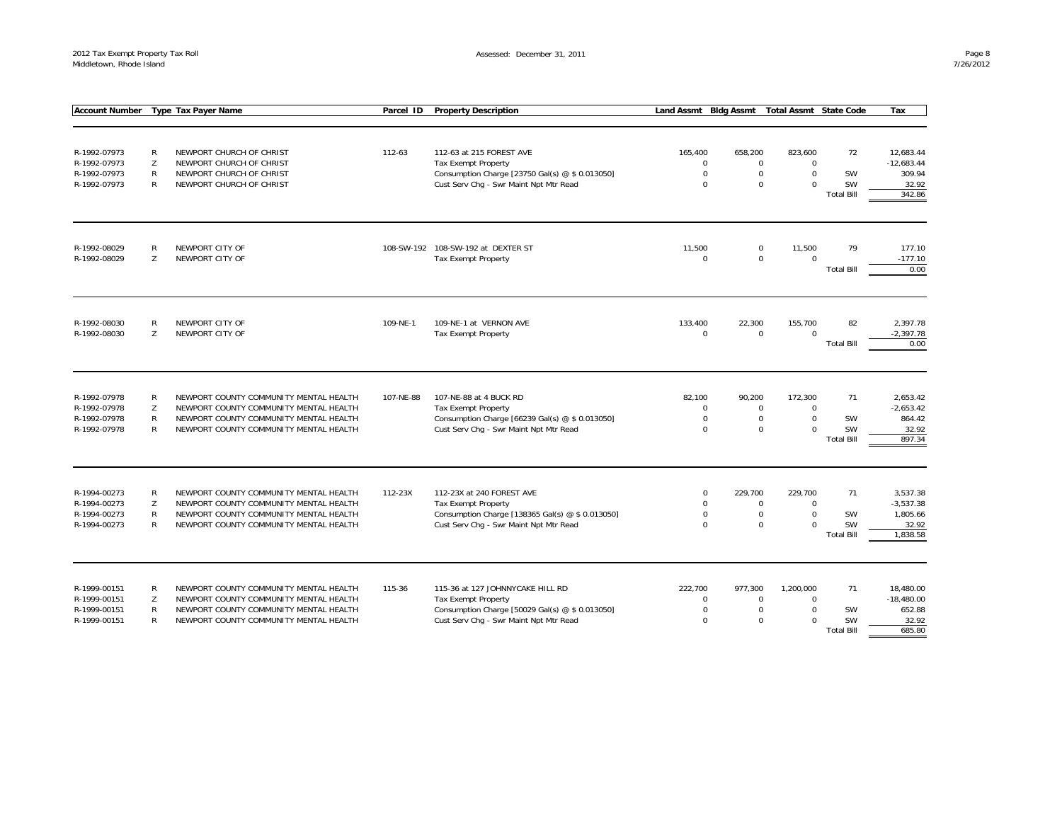| Account Number | Type | Tax Payer Name | Parcel ID | Property Description | Land Assmt | Bldg Assmt | Total Assmt | State Code | Tax |
|---|---|---|---|---|---|---|---|---|---|
| R-1992-07973 | R | NEWPORT CHURCH OF CHRIST | 112-63 | 112-63 at 215 FOREST AVE | 165,400 | 658,200 | 823,600 | 72 | 12,683.44 |
| R-1992-07973 | Z | NEWPORT CHURCH OF CHRIST | | Tax Exempt Property | 0 | 0 | 0 | | -12,683.44 |
| R-1992-07973 | R | NEWPORT CHURCH OF CHRIST | | Consumption Charge [23750 Gal(s) @ $ 0.013050] | 0 | 0 | 0 | SW | 309.94 |
| R-1992-07973 | R | NEWPORT CHURCH OF CHRIST | | Cust Serv Chg - Swr Maint Npt Mtr Read | 0 | 0 | 0 | SW | 32.92 |
| | | | | | | | | Total Bill | 342.86 |
| R-1992-08029 | R | NEWPORT CITY OF | 108-SW-192 | 108-SW-192 at DEXTER ST | 11,500 | 0 | 11,500 | 79 | 177.10 |
| R-1992-08029 | Z | NEWPORT CITY OF | | Tax Exempt Property | 0 | 0 | 0 | | -177.10 |
| | | | | | | | | Total Bill | 0.00 |
| R-1992-08030 | R | NEWPORT CITY OF | 109-NE-1 | 109-NE-1 at VERNON AVE | 133,400 | 22,300 | 155,700 | 82 | 2,397.78 |
| R-1992-08030 | Z | NEWPORT CITY OF | | Tax Exempt Property | 0 | 0 | 0 | | -2,397.78 |
| | | | | | | | | Total Bill | 0.00 |
| R-1992-07978 | R | NEWPORT COUNTY COMMUNITY MENTAL HEALTH | 107-NE-88 | 107-NE-88 at 4 BUCK RD | 82,100 | 90,200 | 172,300 | 71 | 2,653.42 |
| R-1992-07978 | Z | NEWPORT COUNTY COMMUNITY MENTAL HEALTH | | Tax Exempt Property | 0 | 0 | 0 | | -2,653.42 |
| R-1992-07978 | R | NEWPORT COUNTY COMMUNITY MENTAL HEALTH | | Consumption Charge [66239 Gal(s) @ $ 0.013050] | 0 | 0 | 0 | SW | 864.42 |
| R-1992-07978 | R | NEWPORT COUNTY COMMUNITY MENTAL HEALTH | | Cust Serv Chg - Swr Maint Npt Mtr Read | 0 | 0 | 0 | SW | 32.92 |
| | | | | | | | | Total Bill | 897.34 |
| R-1994-00273 | R | NEWPORT COUNTY COMMUNITY MENTAL HEALTH | 112-23X | 112-23X at 240 FOREST AVE | 0 | 229,700 | 229,700 | 71 | 3,537.38 |
| R-1994-00273 | Z | NEWPORT COUNTY COMMUNITY MENTAL HEALTH | | Tax Exempt Property | 0 | 0 | 0 | | -3,537.38 |
| R-1994-00273 | R | NEWPORT COUNTY COMMUNITY MENTAL HEALTH | | Consumption Charge [138365 Gal(s) @ $ 0.013050] | 0 | 0 | 0 | SW | 1,805.66 |
| R-1994-00273 | R | NEWPORT COUNTY COMMUNITY MENTAL HEALTH | | Cust Serv Chg - Swr Maint Npt Mtr Read | 0 | 0 | 0 | SW | 32.92 |
| | | | | | | | | Total Bill | 1,838.58 |
| R-1999-00151 | R | NEWPORT COUNTY COMMUNITY MENTAL HEALTH | 115-36 | 115-36 at 127 JOHNNYCAKE HILL RD | 222,700 | 977,300 | 1,200,000 | 71 | 18,480.00 |
| R-1999-00151 | Z | NEWPORT COUNTY COMMUNITY MENTAL HEALTH | | Tax Exempt Property | 0 | 0 | 0 | | -18,480.00 |
| R-1999-00151 | R | NEWPORT COUNTY COMMUNITY MENTAL HEALTH | | Consumption Charge [50029 Gal(s) @ $ 0.013050] | 0 | 0 | 0 | SW | 652.88 |
| R-1999-00151 | R | NEWPORT COUNTY COMMUNITY MENTAL HEALTH | | Cust Serv Chg - Swr Maint Npt Mtr Read | 0 | 0 | 0 | SW | 32.92 |
| | | | | | | | | Total Bill | 685.80 |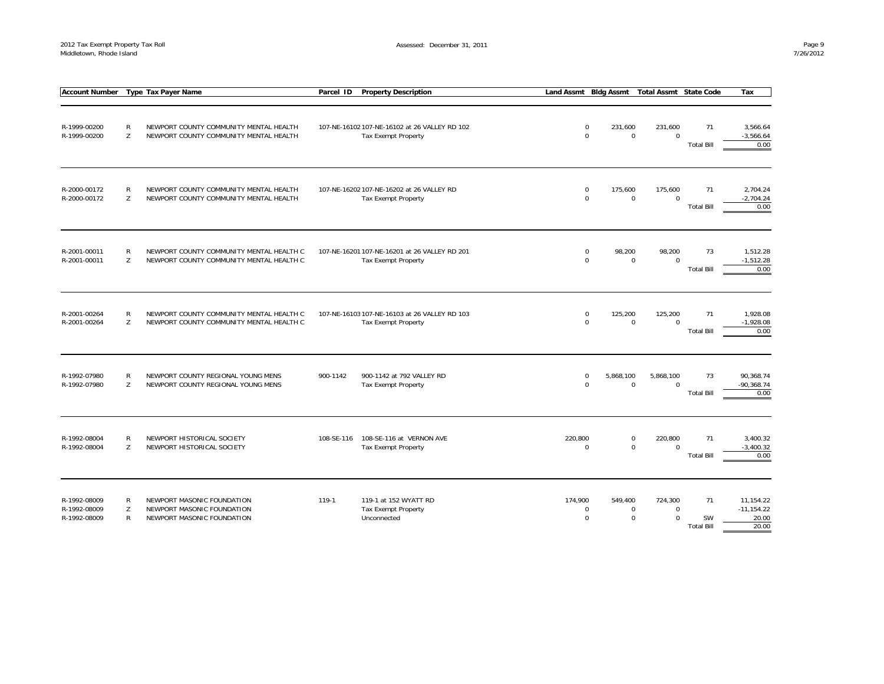| Account Number | Type | Tax Payer Name | Parcel ID | Property Description | Land Assmt | Bldg Assmt | Total Assmt | State Code | Tax |
|---|---|---|---|---|---|---|---|---|---|
| R-1999-00200 | R | NEWPORT COUNTY COMMUNITY MENTAL HEALTH | 107-NE-16102 | 107-NE-16102 at 26 VALLEY RD 102 | 0 | 231,600 | 231,600 | 71 | 3,566.64 |
| R-1999-00200 | Z | NEWPORT COUNTY COMMUNITY MENTAL HEALTH | | Tax Exempt Property | 0 | 0 | 0 | | -3,566.64 |
| | | | | | | | | Total Bill | 0.00 |
| R-2000-00172 | R | NEWPORT COUNTY COMMUNITY MENTAL HEALTH | 107-NE-16202 | 107-NE-16202 at 26 VALLEY RD | 0 | 175,600 | 175,600 | 71 | 2,704.24 |
| R-2000-00172 | Z | NEWPORT COUNTY COMMUNITY MENTAL HEALTH | | Tax Exempt Property | 0 | 0 | 0 | | -2,704.24 |
| | | | | | | | | Total Bill | 0.00 |
| R-2001-00011 | R | NEWPORT COUNTY COMMUNITY MENTAL HEALTH C | 107-NE-16201 | 107-NE-16201 at 26 VALLEY RD 201 | 0 | 98,200 | 98,200 | 73 | 1,512.28 |
| R-2001-00011 | Z | NEWPORT COUNTY COMMUNITY MENTAL HEALTH C | | Tax Exempt Property | 0 | 0 | 0 | | -1,512.28 |
| | | | | | | | | Total Bill | 0.00 |
| R-2001-00264 | R | NEWPORT COUNTY COMMUNITY MENTAL HEALTH C | 107-NE-16103 | 107-NE-16103 at 26 VALLEY RD 103 | 0 | 125,200 | 125,200 | 71 | 1,928.08 |
| R-2001-00264 | Z | NEWPORT COUNTY COMMUNITY MENTAL HEALTH C | | Tax Exempt Property | 0 | 0 | 0 | | -1,928.08 |
| | | | | | | | | Total Bill | 0.00 |
| R-1992-07980 | R | NEWPORT COUNTY REGIONAL YOUNG MENS | 900-1142 | 900-1142 at 792 VALLEY RD | 0 | 5,868,100 | 5,868,100 | 73 | 90,368.74 |
| R-1992-07980 | Z | NEWPORT COUNTY REGIONAL YOUNG MENS | | Tax Exempt Property | 0 | 0 | 0 | | -90,368.74 |
| | | | | | | | | Total Bill | 0.00 |
| R-1992-08004 | R | NEWPORT HISTORICAL SOCIETY | 108-SE-116 | 108-SE-116 at VERNON AVE | 220,800 | 0 | 220,800 | 71 | 3,400.32 |
| R-1992-08004 | Z | NEWPORT HISTORICAL SOCIETY | | Tax Exempt Property | 0 | 0 | 0 | | -3,400.32 |
| | | | | | | | | Total Bill | 0.00 |
| R-1992-08009 | R | NEWPORT MASONIC FOUNDATION | 119-1 | 119-1 at 152 WYATT RD | 174,900 | 549,400 | 724,300 | 71 | 11,154.22 |
| R-1992-08009 | Z | NEWPORT MASONIC FOUNDATION | | Tax Exempt Property | 0 | 0 | 0 | | -11,154.22 |
| R-1992-08009 | R | NEWPORT MASONIC FOUNDATION | | Unconnected | 0 | 0 | 0 | SW | 20.00 |
| | | | | | | | | Total Bill | 20.00 |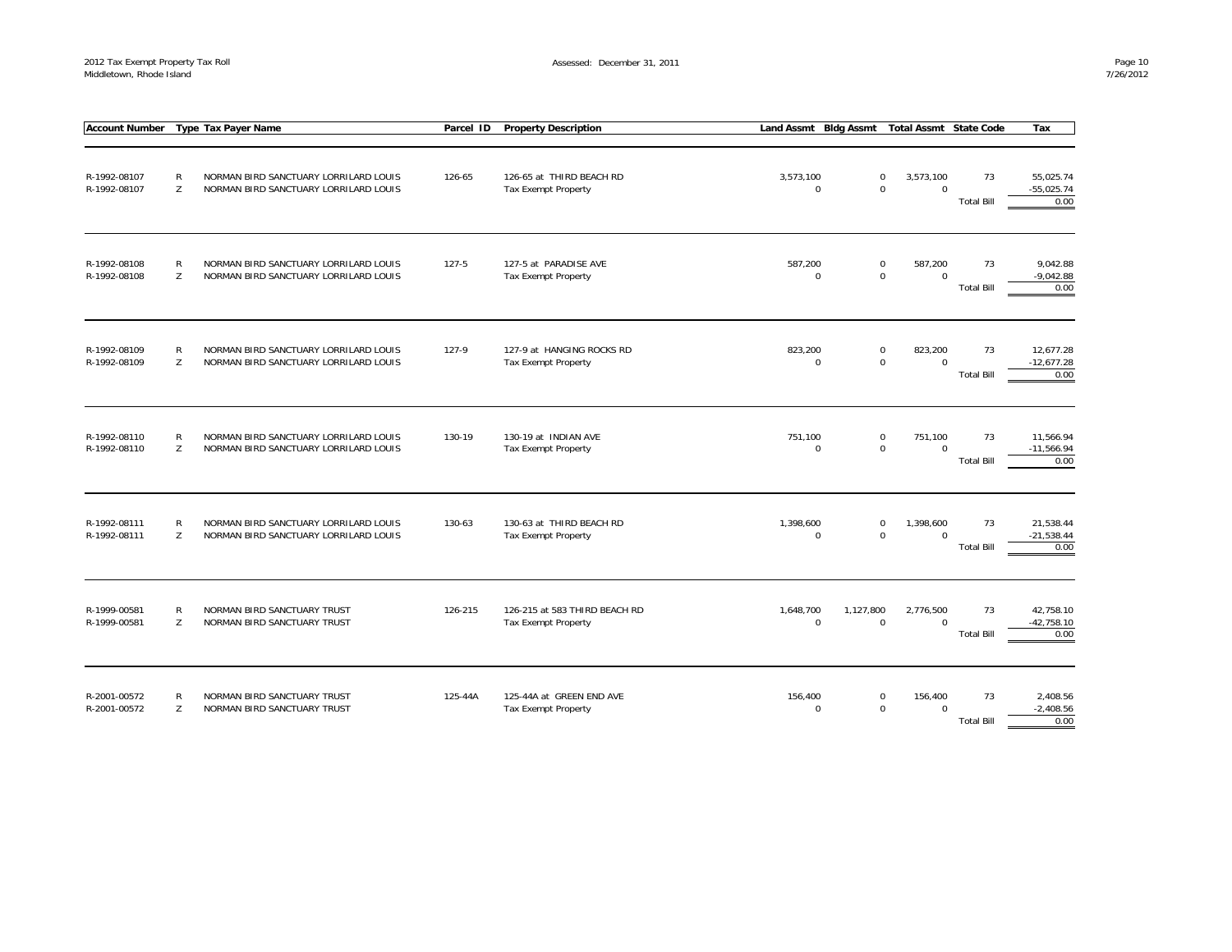| Account Number | Type | Tax Payer Name | Parcel ID | Property Description | Land Assmt | Bldg Assmt | Total Assmt | State Code | Tax |
|---|---|---|---|---|---|---|---|---|---|
| R-1992-08107 | R | NORMAN BIRD SANCTUARY LORRILARD LOUIS | 126-65 | 126-65 at THIRD BEACH RD | 3,573,100 | 0 | 3,573,100 | 73 | 55,025.74 |
| R-1992-08107 | Z | NORMAN BIRD SANCTUARY LORRILARD LOUIS | | Tax Exempt Property | 0 | 0 | 0 | | -55,025.74 |
| | | | | | | | | Total Bill | 0.00 |
| R-1992-08108 | R | NORMAN BIRD SANCTUARY LORRILARD LOUIS | 127-5 | 127-5 at PARADISE AVE | 587,200 | 0 | 587,200 | 73 | 9,042.88 |
| R-1992-08108 | Z | NORMAN BIRD SANCTUARY LORRILARD LOUIS | | Tax Exempt Property | 0 | 0 | 0 | | -9,042.88 |
| | | | | | | | | Total Bill | 0.00 |
| R-1992-08109 | R | NORMAN BIRD SANCTUARY LORRILARD LOUIS | 127-9 | 127-9 at HANGING ROCKS RD | 823,200 | 0 | 823,200 | 73 | 12,677.28 |
| R-1992-08109 | Z | NORMAN BIRD SANCTUARY LORRILARD LOUIS | | Tax Exempt Property | 0 | 0 | 0 | | -12,677.28 |
| | | | | | | | | Total Bill | 0.00 |
| R-1992-08110 | R | NORMAN BIRD SANCTUARY LORRILARD LOUIS | 130-19 | 130-19 at INDIAN AVE | 751,100 | 0 | 751,100 | 73 | 11,566.94 |
| R-1992-08110 | Z | NORMAN BIRD SANCTUARY LORRILARD LOUIS | | Tax Exempt Property | 0 | 0 | 0 | | -11,566.94 |
| | | | | | | | | Total Bill | 0.00 |
| R-1992-08111 | R | NORMAN BIRD SANCTUARY LORRILARD LOUIS | 130-63 | 130-63 at THIRD BEACH RD | 1,398,600 | 0 | 1,398,600 | 73 | 21,538.44 |
| R-1992-08111 | Z | NORMAN BIRD SANCTUARY LORRILARD LOUIS | | Tax Exempt Property | 0 | 0 | 0 | | -21,538.44 |
| | | | | | | | | Total Bill | 0.00 |
| R-1999-00581 | R | NORMAN BIRD SANCTUARY TRUST | 126-215 | 126-215 at 583 THIRD BEACH RD | 1,648,700 | 1,127,800 | 2,776,500 | 73 | 42,758.10 |
| R-1999-00581 | Z | NORMAN BIRD SANCTUARY TRUST | | Tax Exempt Property | 0 | 0 | 0 | | -42,758.10 |
| | | | | | | | | Total Bill | 0.00 |
| R-2001-00572 | R | NORMAN BIRD SANCTUARY TRUST | 125-44A | 125-44A at GREEN END AVE | 156,400 | 0 | 156,400 | 73 | 2,408.56 |
| R-2001-00572 | Z | NORMAN BIRD SANCTUARY TRUST | | Tax Exempt Property | 0 | 0 | 0 | | -2,408.56 |
| | | | | | | | | Total Bill | 0.00 |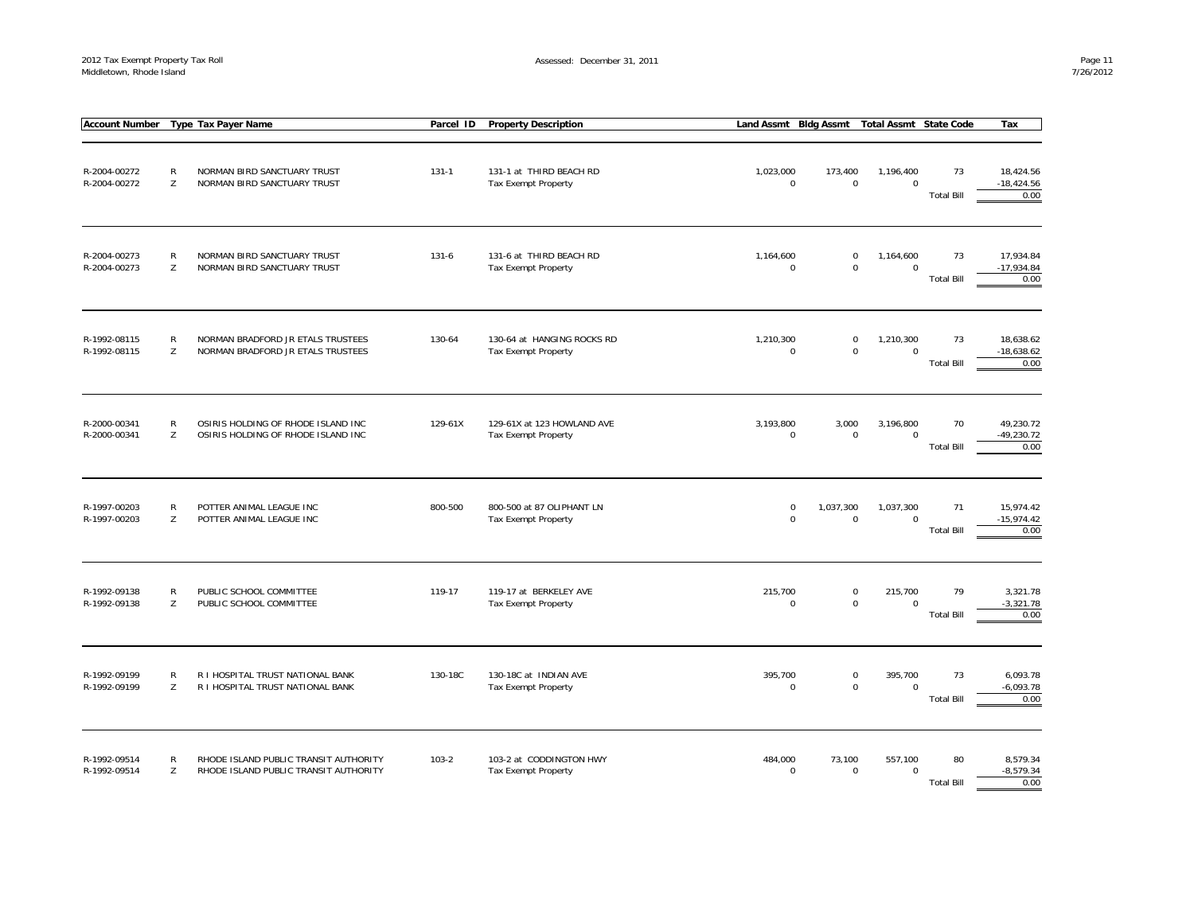| Account Number | Type | Tax Payer Name | Parcel ID | Property Description | Land Assmt | Bldg Assmt | Total Assmt | State Code | Tax |
|---|---|---|---|---|---|---|---|---|---|
| R-2004-00272 | R | NORMAN BIRD SANCTUARY TRUST | 131-1 | 131-1 at THIRD BEACH RD | 1,023,000 | 173,400 | 1,196,400 | 73 | 18,424.56 |
| R-2004-00272 | Z | NORMAN BIRD SANCTUARY TRUST | | Tax Exempt Property | 0 | 0 | 0 | | -18,424.56 |
| | | | | | | | | Total Bill | 0.00 |
| R-2004-00273 | R | NORMAN BIRD SANCTUARY TRUST | 131-6 | 131-6 at THIRD BEACH RD | 1,164,600 | 0 | 1,164,600 | 73 | 17,934.84 |
| R-2004-00273 | Z | NORMAN BIRD SANCTUARY TRUST | | Tax Exempt Property | 0 | 0 | 0 | | -17,934.84 |
| | | | | | | | | Total Bill | 0.00 |
| R-1992-08115 | R | NORMAN BRADFORD JR ETALS TRUSTEES | 130-64 | 130-64 at HANGING ROCKS RD | 1,210,300 | 0 | 1,210,300 | 73 | 18,638.62 |
| R-1992-08115 | Z | NORMAN BRADFORD JR ETALS TRUSTEES | | Tax Exempt Property | 0 | 0 | 0 | | -18,638.62 |
| | | | | | | | | Total Bill | 0.00 |
| R-2000-00341 | R | OSIRIS HOLDING OF RHODE ISLAND INC | 129-61X | 129-61X at 123 HOWLAND AVE | 3,193,800 | 3,000 | 3,196,800 | 70 | 49,230.72 |
| R-2000-00341 | Z | OSIRIS HOLDING OF RHODE ISLAND INC | | Tax Exempt Property | 0 | 0 | 0 | | -49,230.72 |
| | | | | | | | | Total Bill | 0.00 |
| R-1997-00203 | R | POTTER ANIMAL LEAGUE INC | 800-500 | 800-500 at 87 OLIPHANT LN | 0 | 1,037,300 | 1,037,300 | 71 | 15,974.42 |
| R-1997-00203 | Z | POTTER ANIMAL LEAGUE INC | | Tax Exempt Property | 0 | 0 | 0 | | -15,974.42 |
| | | | | | | | | Total Bill | 0.00 |
| R-1992-09138 | R | PUBLIC SCHOOL COMMITTEE | 119-17 | 119-17 at BERKELEY AVE | 215,700 | 0 | 215,700 | 79 | 3,321.78 |
| R-1992-09138 | Z | PUBLIC SCHOOL COMMITTEE | | Tax Exempt Property | 0 | 0 | 0 | | -3,321.78 |
| | | | | | | | | Total Bill | 0.00 |
| R-1992-09199 | R | R I HOSPITAL TRUST NATIONAL BANK | 130-18C | 130-18C at INDIAN AVE | 395,700 | 0 | 395,700 | 73 | 6,093.78 |
| R-1992-09199 | Z | R I HOSPITAL TRUST NATIONAL BANK | | Tax Exempt Property | 0 | 0 | 0 | | -6,093.78 |
| | | | | | | | | Total Bill | 0.00 |
| R-1992-09514 | R | RHODE ISLAND PUBLIC TRANSIT AUTHORITY | 103-2 | 103-2 at CODDINGTON HWY | 484,000 | 73,100 | 557,100 | 80 | 8,579.34 |
| R-1992-09514 | Z | RHODE ISLAND PUBLIC TRANSIT AUTHORITY | | Tax Exempt Property | 0 | 0 | 0 | | -8,579.34 |
| | | | | | | | | Total Bill | 0.00 |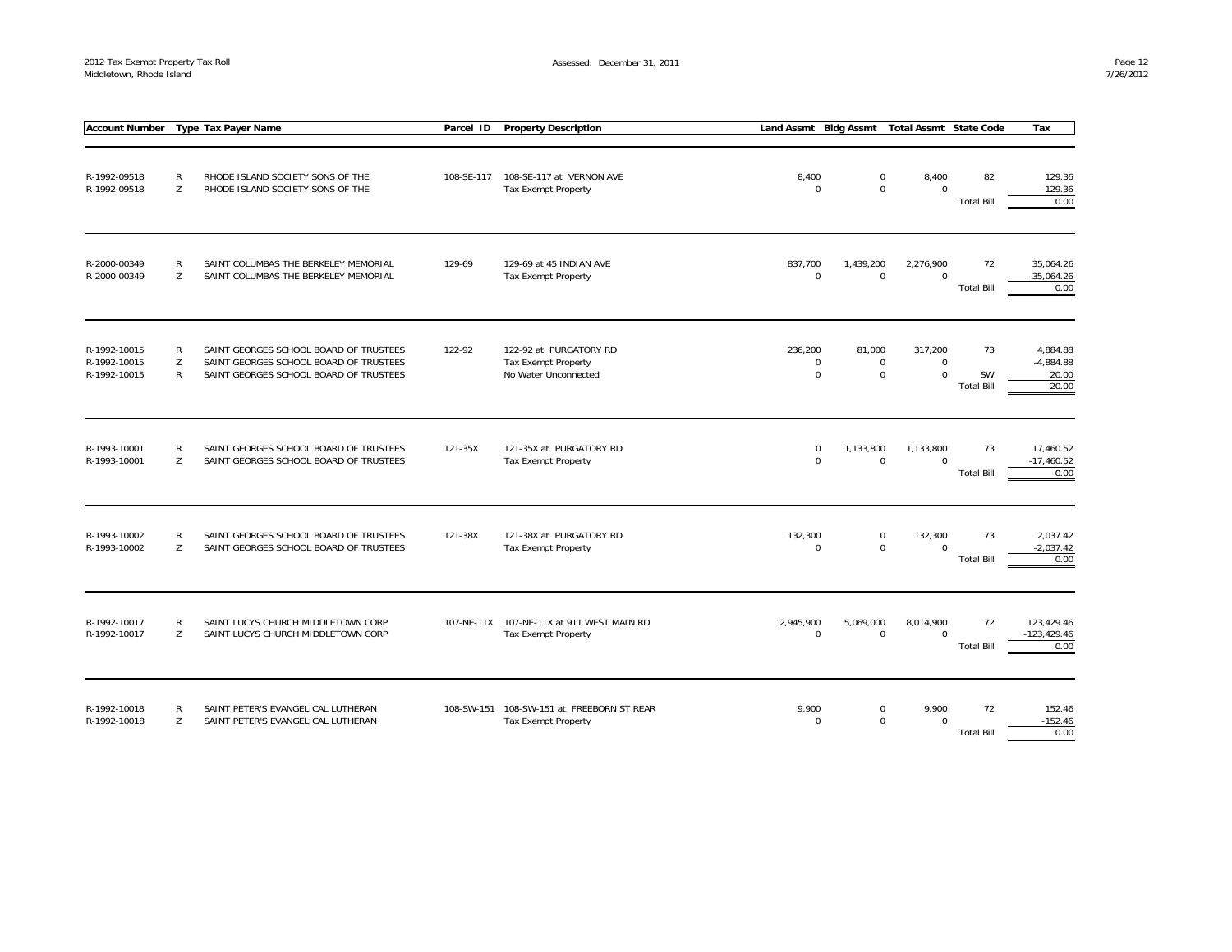| Account Number | Type | Tax Payer Name | Parcel ID | Property Description | Land Assmt | Bldg Assmt | Total Assmt | State Code | Tax |
|---|---|---|---|---|---|---|---|---|---|
| R-1992-09518 | R | RHODE ISLAND SOCIETY SONS OF THE | 108-SE-117 | 108-SE-117 at VERNON AVE | 8,400 | 0 | 8,400 | 82 | 129.36 |
| R-1992-09518 | Z | RHODE ISLAND SOCIETY SONS OF THE | | Tax Exempt Property | 0 | 0 | 0 | | -129.36 |
| | | | | | | | | Total Bill | 0.00 |
| R-2000-00349 | R | SAINT COLUMBAS THE BERKELEY MEMORIAL | 129-69 | 129-69 at 45 INDIAN AVE | 837,700 | 1,439,200 | 2,276,900 | 72 | 35,064.26 |
| R-2000-00349 | Z | SAINT COLUMBAS THE BERKELEY MEMORIAL | | Tax Exempt Property | 0 | 0 | 0 | | -35,064.26 |
| | | | | | | | | Total Bill | 0.00 |
| R-1992-10015 | R | SAINT GEORGES SCHOOL BOARD OF TRUSTEES | 122-92 | 122-92 at PURGATORY RD | 236,200 | 81,000 | 317,200 | 73 | 4,884.88 |
| R-1992-10015 | Z | SAINT GEORGES SCHOOL BOARD OF TRUSTEES | | Tax Exempt Property | 0 | 0 | 0 | | -4,884.88 |
| R-1992-10015 | R | SAINT GEORGES SCHOOL BOARD OF TRUSTEES | | No Water Unconnected | 0 | 0 | 0 | SW | 20.00 |
| | | | | | | | | Total Bill | 20.00 |
| R-1993-10001 | R | SAINT GEORGES SCHOOL BOARD OF TRUSTEES | 121-35X | 121-35X at PURGATORY RD | 0 | 1,133,800 | 1,133,800 | 73 | 17,460.52 |
| R-1993-10001 | Z | SAINT GEORGES SCHOOL BOARD OF TRUSTEES | | Tax Exempt Property | 0 | 0 | 0 | | -17,460.52 |
| | | | | | | | | Total Bill | 0.00 |
| R-1993-10002 | R | SAINT GEORGES SCHOOL BOARD OF TRUSTEES | 121-38X | 121-38X at PURGATORY RD | 132,300 | 0 | 132,300 | 73 | 2,037.42 |
| R-1993-10002 | Z | SAINT GEORGES SCHOOL BOARD OF TRUSTEES | | Tax Exempt Property | 0 | 0 | 0 | | -2,037.42 |
| | | | | | | | | Total Bill | 0.00 |
| R-1992-10017 | R | SAINT LUCYS CHURCH MIDDLETOWN CORP | 107-NE-11X | 107-NE-11X at 911 WEST MAIN RD | 2,945,900 | 5,069,000 | 8,014,900 | 72 | 123,429.46 |
| R-1992-10017 | Z | SAINT LUCYS CHURCH MIDDLETOWN CORP | | Tax Exempt Property | 0 | 0 | 0 | | -123,429.46 |
| | | | | | | | | Total Bill | 0.00 |
| R-1992-10018 | R | SAINT PETER'S EVANGELICAL LUTHERAN | 108-SW-151 | 108-SW-151 at FREEBORN ST REAR | 9,900 | 0 | 9,900 | 72 | 152.46 |
| R-1992-10018 | Z | SAINT PETER'S EVANGELICAL LUTHERAN | | Tax Exempt Property | 0 | 0 | 0 | | -152.46 |
| | | | | | | | | Total Bill | 0.00 |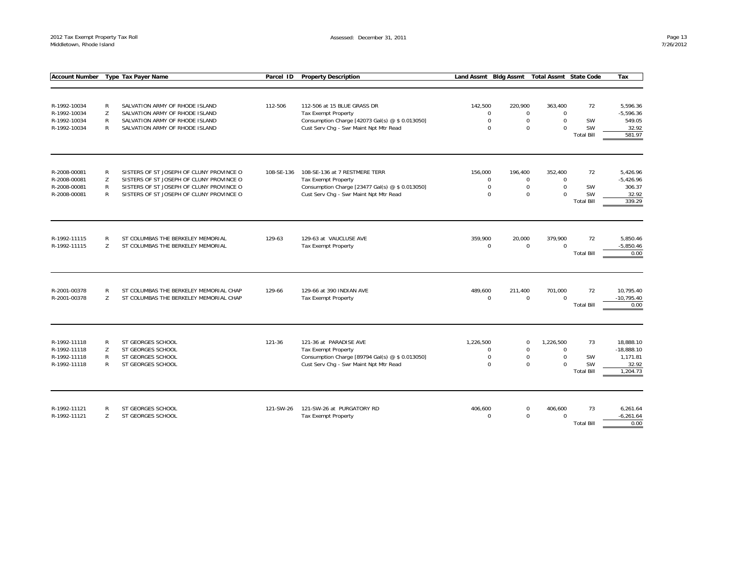| Account Number | Type | Tax Payer Name | Parcel ID | Property Description | Land Assmt | Bldg Assmt | Total Assmt | State Code | Tax |
|---|---|---|---|---|---|---|---|---|---|
| R-1992-10034 | R | SALVATION ARMY OF RHODE ISLAND | 112-506 | 112-506 at 15 BLUE GRASS DR | 142,500 | 220,900 | 363,400 | 72 | 5,596.36 |
| R-1992-10034 | Z | SALVATION ARMY OF RHODE ISLAND | | Tax Exempt Property | 0 | 0 | 0 | | -5,596.36 |
| R-1992-10034 | R | SALVATION ARMY OF RHODE ISLAND | | Consumption Charge [42073 Gal(s) @ $ 0.013050] | 0 | 0 | 0 | SW | 549.05 |
| R-1992-10034 | R | SALVATION ARMY OF RHODE ISLAND | | Cust Serv Chg - Swr Maint Npt Mtr Read | 0 | 0 | 0 | SW | 32.92 |
| | | | | | | | | Total Bill | 581.97 |
| R-2008-00081 | R | SISTERS OF ST JOSEPH OF CLUNY PROVINCE O | 108-SE-136 | 108-SE-136 at 7 RESTMERE TERR | 156,000 | 196,400 | 352,400 | 72 | 5,426.96 |
| R-2008-00081 | Z | SISTERS OF ST JOSEPH OF CLUNY PROVINCE O | | Tax Exempt Property | 0 | 0 | 0 | | -5,426.96 |
| R-2008-00081 | R | SISTERS OF ST JOSEPH OF CLUNY PROVINCE O | | Consumption Charge [23477 Gal(s) @ $ 0.013050] | 0 | 0 | 0 | SW | 306.37 |
| R-2008-00081 | R | SISTERS OF ST JOSEPH OF CLUNY PROVINCE O | | Cust Serv Chg - Swr Maint Npt Mtr Read | 0 | 0 | 0 | SW | 32.92 |
| | | | | | | | | Total Bill | 339.29 |
| R-1992-11115 | R | ST COLUMBAS THE BERKELEY MEMORIAL | 129-63 | 129-63 at VAUCLUSE AVE | 359,900 | 20,000 | 379,900 | 72 | 5,850.46 |
| R-1992-11115 | Z | ST COLUMBAS THE BERKELEY MEMORIAL | | Tax Exempt Property | 0 | 0 | 0 | | -5,850.46 |
| | | | | | | | | Total Bill | 0.00 |
| R-2001-00378 | R | ST COLUMBAS THE BERKELEY MEMORIAL CHAP | 129-66 | 129-66 at 390 INDIAN AVE | 489,600 | 211,400 | 701,000 | 72 | 10,795.40 |
| R-2001-00378 | Z | ST COLUMBAS THE BERKELEY MEMORIAL CHAP | | Tax Exempt Property | 0 | 0 | 0 | | -10,795.40 |
| | | | | | | | | Total Bill | 0.00 |
| R-1992-11118 | R | ST GEORGES SCHOOL | 121-36 | 121-36 at PARADISE AVE | 1,226,500 | 0 | 1,226,500 | 73 | 18,888.10 |
| R-1992-11118 | Z | ST GEORGES SCHOOL | | Tax Exempt Property | 0 | 0 | 0 | | -18,888.10 |
| R-1992-11118 | R | ST GEORGES SCHOOL | | Consumption Charge [89794 Gal(s) @ $ 0.013050] | 0 | 0 | 0 | SW | 1,171.81 |
| R-1992-11118 | R | ST GEORGES SCHOOL | | Cust Serv Chg - Swr Maint Npt Mtr Read | 0 | 0 | 0 | SW | 32.92 |
| | | | | | | | | Total Bill | 1,204.73 |
| R-1992-11121 | R | ST GEORGES SCHOOL | 121-SW-26 | 121-SW-26 at PURGATORY RD | 406,600 | 0 | 406,600 | 73 | 6,261.64 |
| R-1992-11121 | Z | ST GEORGES SCHOOL | | Tax Exempt Property | 0 | 0 | 0 | | -6,261.64 |
| | | | | | | | | Total Bill | 0.00 |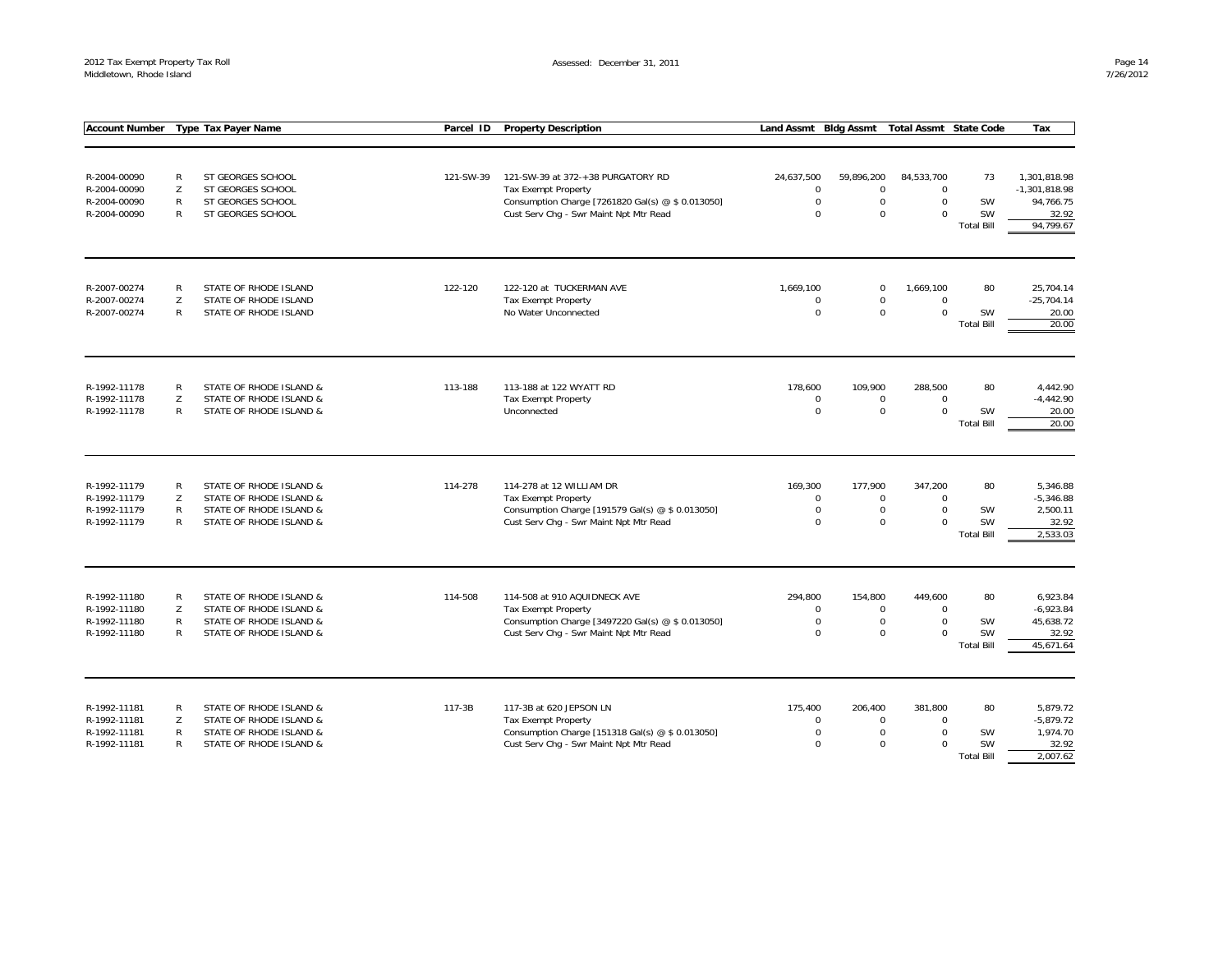| Account Number | Type | Tax Payer Name | Parcel ID | Property Description | Land Assmt | Bldg Assmt | Total Assmt | State Code | Tax |
|---|---|---|---|---|---|---|---|---|---|
| R-2004-00090 | R | ST GEORGES SCHOOL | 121-SW-39 | 121-SW-39 at 372-+38 PURGATORY RD | 24,637,500 | 59,896,200 | 84,533,700 | 73 | 1,301,818.98 |
| R-2004-00090 | Z | ST GEORGES SCHOOL | | Tax Exempt Property | 0 | 0 | 0 | | -1,301,818.98 |
| R-2004-00090 | R | ST GEORGES SCHOOL | | Consumption Charge [7261820 Gal(s) @ $ 0.013050] | 0 | 0 | 0 | SW | 94,766.75 |
| R-2004-00090 | R | ST GEORGES SCHOOL | | Cust Serv Chg - Swr Maint Npt Mtr Read | 0 | 0 | 0 | SW | 32.92 |
| | | | | | | | | Total Bill | 94,799.67 |
| R-2007-00274 | R | STATE OF RHODE ISLAND | 122-120 | 122-120 at TUCKERMAN AVE | 1,669,100 | 0 | 1,669,100 | 80 | 25,704.14 |
| R-2007-00274 | Z | STATE OF RHODE ISLAND | | Tax Exempt Property | 0 | 0 | 0 | | -25,704.14 |
| R-2007-00274 | R | STATE OF RHODE ISLAND | | No Water Unconnected | 0 | 0 | 0 | SW | 20.00 |
| | | | | | | | | Total Bill | 20.00 |
| R-1992-11178 | R | STATE OF RHODE ISLAND & | 113-188 | 113-188 at 122 WYATT RD | 178,600 | 109,900 | 288,500 | 80 | 4,442.90 |
| R-1992-11178 | Z | STATE OF RHODE ISLAND & | | Tax Exempt Property | 0 | 0 | 0 | | -4,442.90 |
| R-1992-11178 | R | STATE OF RHODE ISLAND & | | Unconnected | 0 | 0 | 0 | SW | 20.00 |
| | | | | | | | | Total Bill | 20.00 |
| R-1992-11179 | R | STATE OF RHODE ISLAND & | 114-278 | 114-278 at 12 WILLIAM DR | 169,300 | 177,900 | 347,200 | 80 | 5,346.88 |
| R-1992-11179 | Z | STATE OF RHODE ISLAND & | | Tax Exempt Property | 0 | 0 | 0 | | -5,346.88 |
| R-1992-11179 | R | STATE OF RHODE ISLAND & | | Consumption Charge [191579 Gal(s) @ $ 0.013050] | 0 | 0 | 0 | SW | 2,500.11 |
| R-1992-11179 | R | STATE OF RHODE ISLAND & | | Cust Serv Chg - Swr Maint Npt Mtr Read | 0 | 0 | 0 | SW | 32.92 |
| | | | | | | | | Total Bill | 2,533.03 |
| R-1992-11180 | R | STATE OF RHODE ISLAND & | 114-508 | 114-508 at 910 AQUIDNECK AVE | 294,800 | 154,800 | 449,600 | 80 | 6,923.84 |
| R-1992-11180 | Z | STATE OF RHODE ISLAND & | | Tax Exempt Property | 0 | 0 | 0 | | -6,923.84 |
| R-1992-11180 | R | STATE OF RHODE ISLAND & | | Consumption Charge [3497220 Gal(s) @ $ 0.013050] | 0 | 0 | 0 | SW | 45,638.72 |
| R-1992-11180 | R | STATE OF RHODE ISLAND & | | Cust Serv Chg - Swr Maint Npt Mtr Read | 0 | 0 | 0 | SW | 32.92 |
| | | | | | | | | Total Bill | 45,671.64 |
| R-1992-11181 | R | STATE OF RHODE ISLAND & | 117-3B | 117-3B at 620 JEPSON LN | 175,400 | 206,400 | 381,800 | 80 | 5,879.72 |
| R-1992-11181 | Z | STATE OF RHODE ISLAND & | | Tax Exempt Property | 0 | 0 | 0 | | -5,879.72 |
| R-1992-11181 | R | STATE OF RHODE ISLAND & | | Consumption Charge [151318 Gal(s) @ $ 0.013050] | 0 | 0 | 0 | SW | 1,974.70 |
| R-1992-11181 | R | STATE OF RHODE ISLAND & | | Cust Serv Chg - Swr Maint Npt Mtr Read | 0 | 0 | 0 | SW | 32.92 |
| | | | | | | | | Total Bill | 2,007.62 |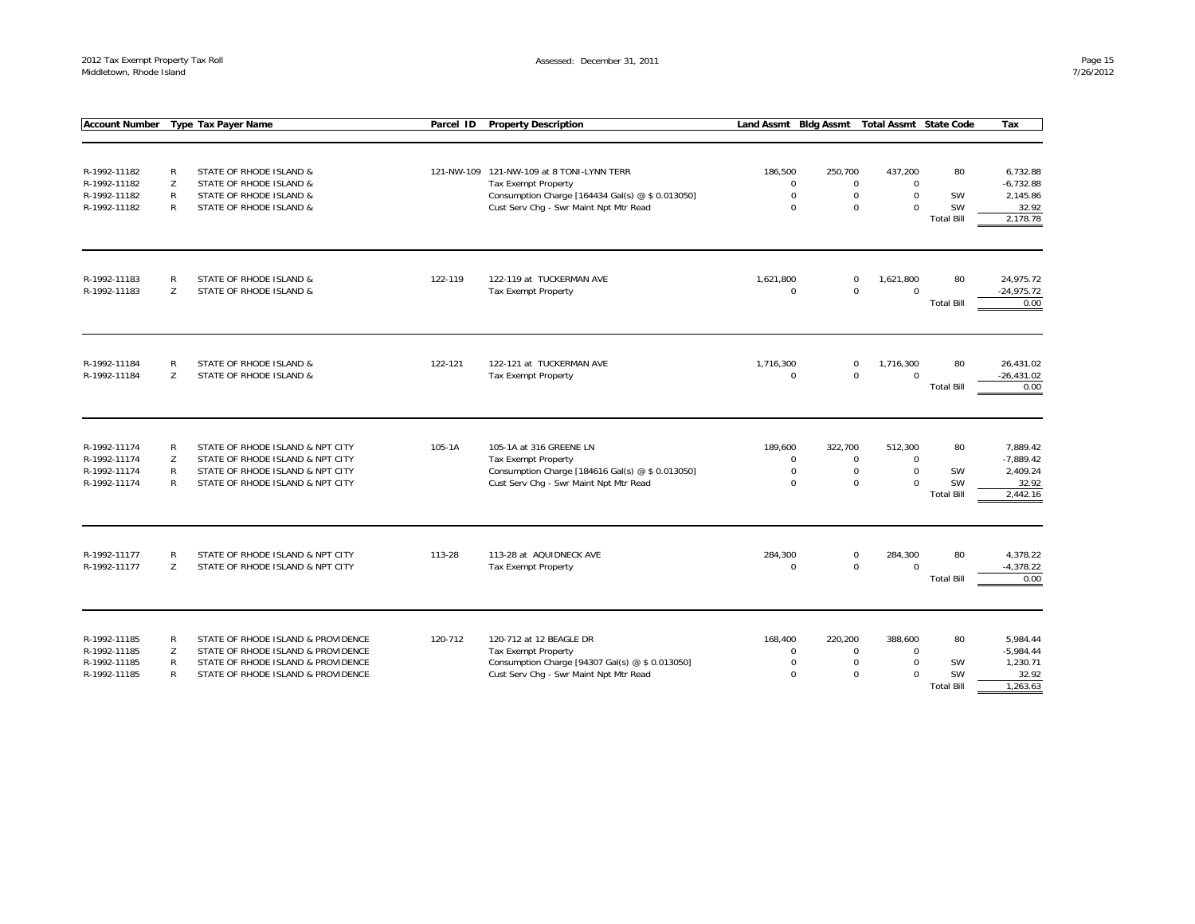| Account Number | Type | Tax Payer Name | Parcel ID | Property Description | Land Assmt | Bldg Assmt | Total Assmt | State Code | Tax |
|---|---|---|---|---|---|---|---|---|---|
| R-1992-11182 | R | STATE OF RHODE ISLAND & | 121-NW-109 | 121-NW-109 at 8 TONI-LYNN TERR | 186,500 | 250,700 | 437,200 | 80 | 6,732.88 |
| R-1992-11182 | Z | STATE OF RHODE ISLAND & | | Tax Exempt Property | 0 | 0 | 0 | | -6,732.88 |
| R-1992-11182 | R | STATE OF RHODE ISLAND & | | Consumption Charge [164434 Gal(s) @ $ 0.013050] | 0 | 0 | 0 | SW | 2,145.86 |
| R-1992-11182 | R | STATE OF RHODE ISLAND & | | Cust Serv Chg - Swr Maint Npt Mtr Read | 0 | 0 | 0 | SW | 32.92 |
| | | | | | | | | Total Bill | 2,178.78 |
| R-1992-11183 | R | STATE OF RHODE ISLAND & | 122-119 | 122-119 at TUCKERMAN AVE | 1,621,800 | 0 | 1,621,800 | 80 | 24,975.72 |
| R-1992-11183 | Z | STATE OF RHODE ISLAND & | | Tax Exempt Property | 0 | 0 | 0 | | -24,975.72 |
| | | | | | | | | Total Bill | 0.00 |
| R-1992-11184 | R | STATE OF RHODE ISLAND & | 122-121 | 122-121 at TUCKERMAN AVE | 1,716,300 | 0 | 1,716,300 | 80 | 26,431.02 |
| R-1992-11184 | Z | STATE OF RHODE ISLAND & | | Tax Exempt Property | 0 | 0 | 0 | | -26,431.02 |
| | | | | | | | | Total Bill | 0.00 |
| R-1992-11174 | R | STATE OF RHODE ISLAND & NPT CITY | 105-1A | 105-1A at 316 GREENE LN | 189,600 | 322,700 | 512,300 | 80 | 7,889.42 |
| R-1992-11174 | Z | STATE OF RHODE ISLAND & NPT CITY | | Tax Exempt Property | 0 | 0 | 0 | | -7,889.42 |
| R-1992-11174 | R | STATE OF RHODE ISLAND & NPT CITY | | Consumption Charge [184616 Gal(s) @ $ 0.013050] | 0 | 0 | 0 | SW | 2,409.24 |
| R-1992-11174 | R | STATE OF RHODE ISLAND & NPT CITY | | Cust Serv Chg - Swr Maint Npt Mtr Read | 0 | 0 | 0 | SW | 32.92 |
| | | | | | | | | Total Bill | 2,442.16 |
| R-1992-11177 | R | STATE OF RHODE ISLAND & NPT CITY | 113-28 | 113-28 at AQUIDNECK AVE | 284,300 | 0 | 284,300 | 80 | 4,378.22 |
| R-1992-11177 | Z | STATE OF RHODE ISLAND & NPT CITY | | Tax Exempt Property | 0 | 0 | 0 | | -4,378.22 |
| | | | | | | | | Total Bill | 0.00 |
| R-1992-11185 | R | STATE OF RHODE ISLAND & PROVIDENCE | 120-712 | 120-712 at 12 BEAGLE DR | 168,400 | 220,200 | 388,600 | 80 | 5,984.44 |
| R-1992-11185 | Z | STATE OF RHODE ISLAND & PROVIDENCE | | Tax Exempt Property | 0 | 0 | 0 | | -5,984.44 |
| R-1992-11185 | R | STATE OF RHODE ISLAND & PROVIDENCE | | Consumption Charge [94307 Gal(s) @ $ 0.013050] | 0 | 0 | 0 | SW | 1,230.71 |
| R-1992-11185 | R | STATE OF RHODE ISLAND & PROVIDENCE | | Cust Serv Chg - Swr Maint Npt Mtr Read | 0 | 0 | 0 | SW | 32.92 |
| | | | | | | | | Total Bill | 1,263.63 |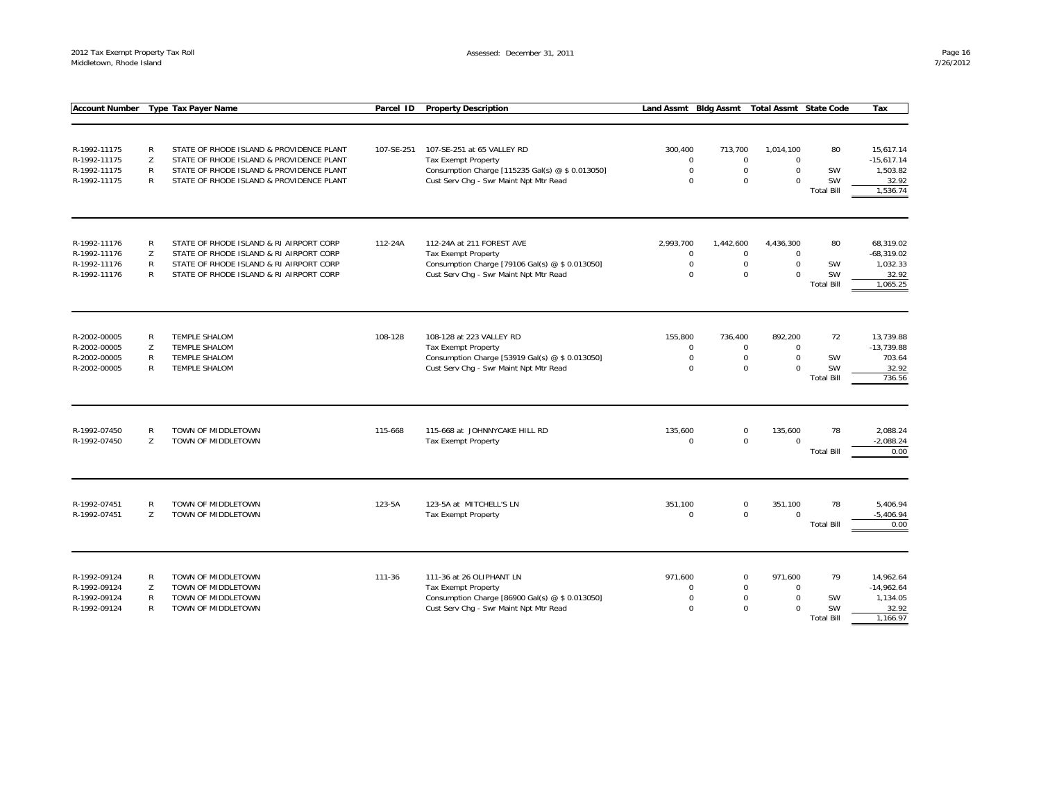| Account Number | Type | Tax Payer Name | Parcel ID | Property Description | Land Assmt | Bldg Assmt | Total Assmt | State Code | Tax |
|---|---|---|---|---|---|---|---|---|---|
| R-1992-11175 | R | STATE OF RHODE ISLAND & PROVIDENCE PLANT | 107-SE-251 | 107-SE-251 at 65 VALLEY RD | 300,400 | 713,700 | 1,014,100 | 80 | 15,617.14 |
| R-1992-11175 | Z | STATE OF RHODE ISLAND & PROVIDENCE PLANT | | Tax Exempt Property | 0 | 0 | 0 | | -15,617.14 |
| R-1992-11175 | R | STATE OF RHODE ISLAND & PROVIDENCE PLANT | | Consumption Charge [115235 Gal(s) @ $ 0.013050] | 0 | 0 | 0 | SW | 1,503.82 |
| R-1992-11175 | R | STATE OF RHODE ISLAND & PROVIDENCE PLANT | | Cust Serv Chg - Swr Maint Npt Mtr Read | 0 | 0 | 0 | SW | 32.92 |
| | | | | | | | | Total Bill | 1,536.74 |
| R-1992-11176 | R | STATE OF RHODE ISLAND & RI AIRPORT CORP | 112-24A | 112-24A at 211 FOREST AVE | 2,993,700 | 1,442,600 | 4,436,300 | 80 | 68,319.02 |
| R-1992-11176 | Z | STATE OF RHODE ISLAND & RI AIRPORT CORP | | Tax Exempt Property | 0 | 0 | 0 | | -68,319.02 |
| R-1992-11176 | R | STATE OF RHODE ISLAND & RI AIRPORT CORP | | Consumption Charge [79106 Gal(s) @ $ 0.013050] | 0 | 0 | 0 | SW | 1,032.33 |
| R-1992-11176 | R | STATE OF RHODE ISLAND & RI AIRPORT CORP | | Cust Serv Chg - Swr Maint Npt Mtr Read | 0 | 0 | 0 | SW | 32.92 |
| | | | | | | | | Total Bill | 1,065.25 |
| R-2002-00005 | R | TEMPLE SHALOM | 108-128 | 108-128 at 223 VALLEY RD | 155,800 | 736,400 | 892,200 | 72 | 13,739.88 |
| R-2002-00005 | Z | TEMPLE SHALOM | | Tax Exempt Property | 0 | 0 | 0 | | -13,739.88 |
| R-2002-00005 | R | TEMPLE SHALOM | | Consumption Charge [53919 Gal(s) @ $ 0.013050] | 0 | 0 | 0 | SW | 703.64 |
| R-2002-00005 | R | TEMPLE SHALOM | | Cust Serv Chg - Swr Maint Npt Mtr Read | 0 | 0 | 0 | SW | 32.92 |
| | | | | | | | | Total Bill | 736.56 |
| R-1992-07450 | R | TOWN OF MIDDLETOWN | 115-668 | 115-668 at JOHNNYCAKE HILL RD | 135,600 | 0 | 135,600 | 78 | 2,088.24 |
| R-1992-07450 | Z | TOWN OF MIDDLETOWN | | Tax Exempt Property | 0 | 0 | 0 | | -2,088.24 |
| | | | | | | | | Total Bill | 0.00 |
| R-1992-07451 | R | TOWN OF MIDDLETOWN | 123-5A | 123-5A at MITCHELL'S LN | 351,100 | 0 | 351,100 | 78 | 5,406.94 |
| R-1992-07451 | Z | TOWN OF MIDDLETOWN | | Tax Exempt Property | 0 | 0 | 0 | | -5,406.94 |
| | | | | | | | | Total Bill | 0.00 |
| R-1992-09124 | R | TOWN OF MIDDLETOWN | 111-36 | 111-36 at 26 OLIPHANT LN | 971,600 | 0 | 971,600 | 79 | 14,962.64 |
| R-1992-09124 | Z | TOWN OF MIDDLETOWN | | Tax Exempt Property | 0 | 0 | 0 | | -14,962.64 |
| R-1992-09124 | R | TOWN OF MIDDLETOWN | | Consumption Charge [86900 Gal(s) @ $ 0.013050] | 0 | 0 | 0 | SW | 1,134.05 |
| R-1992-09124 | R | TOWN OF MIDDLETOWN | | Cust Serv Chg - Swr Maint Npt Mtr Read | 0 | 0 | 0 | SW | 32.92 |
| | | | | | | | | Total Bill | 1,166.97 |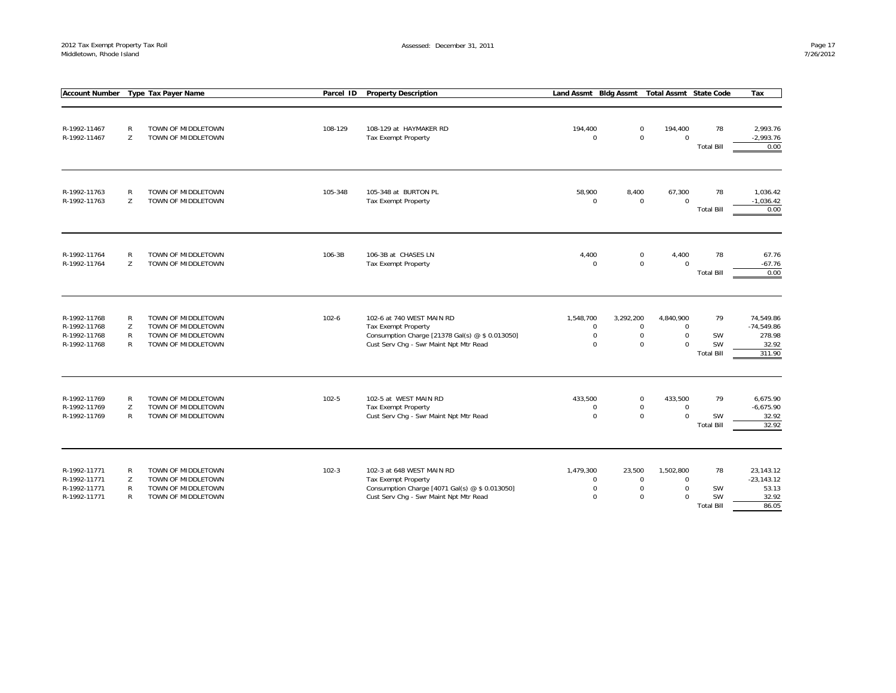| Account Number | Type | Tax Payer Name | Parcel ID | Property Description | Land Assmt | Bldg Assmt | Total Assmt | State Code | Tax |
|---|---|---|---|---|---|---|---|---|---|
| R-1992-11467 | R | TOWN OF MIDDLETOWN | 108-129 | 108-129 at HAYMAKER RD | 194,400 | 0 | 194,400 | 78 | 2,993.76 |
| R-1992-11467 | Z | TOWN OF MIDDLETOWN | | Tax Exempt Property | 0 | 0 | 0 | | -2,993.76 |
| | | | | | | | | Total Bill | 0.00 |
| R-1992-11763 | R | TOWN OF MIDDLETOWN | 105-348 | 105-348 at BURTON PL | 58,900 | 8,400 | 67,300 | 78 | 1,036.42 |
| R-1992-11763 | Z | TOWN OF MIDDLETOWN | | Tax Exempt Property | 0 | 0 | 0 | | -1,036.42 |
| | | | | | | | | Total Bill | 0.00 |
| R-1992-11764 | R | TOWN OF MIDDLETOWN | 106-3B | 106-3B at CHASES LN | 4,400 | 0 | 4,400 | 78 | 67.76 |
| R-1992-11764 | Z | TOWN OF MIDDLETOWN | | Tax Exempt Property | 0 | 0 | 0 | | -67.76 |
| | | | | | | | | Total Bill | 0.00 |
| R-1992-11768 | R | TOWN OF MIDDLETOWN | 102-6 | 102-6 at 740 WEST MAIN RD | 1,548,700 | 3,292,200 | 4,840,900 | 79 | 74,549.86 |
| R-1992-11768 | Z | TOWN OF MIDDLETOWN | | Tax Exempt Property | 0 | 0 | 0 | | -74,549.86 |
| R-1992-11768 | R | TOWN OF MIDDLETOWN | | Consumption Charge [21378 Gal(s) @ $ 0.013050] | 0 | 0 | 0 | SW | 278.98 |
| R-1992-11768 | R | TOWN OF MIDDLETOWN | | Cust Serv Chg - Swr Maint Npt Mtr Read | 0 | 0 | 0 | SW | 32.92 |
| | | | | | | | | Total Bill | 311.90 |
| R-1992-11769 | R | TOWN OF MIDDLETOWN | 102-5 | 102-5 at WEST MAIN RD | 433,500 | 0 | 433,500 | 79 | 6,675.90 |
| R-1992-11769 | Z | TOWN OF MIDDLETOWN | | Tax Exempt Property | 0 | 0 | 0 | | -6,675.90 |
| R-1992-11769 | R | TOWN OF MIDDLETOWN | | Cust Serv Chg - Swr Maint Npt Mtr Read | 0 | 0 | 0 | SW | 32.92 |
| | | | | | | | | Total Bill | 32.92 |
| R-1992-11771 | R | TOWN OF MIDDLETOWN | 102-3 | 102-3 at 648 WEST MAIN RD | 1,479,300 | 23,500 | 1,502,800 | 78 | 23,143.12 |
| R-1992-11771 | Z | TOWN OF MIDDLETOWN | | Tax Exempt Property | 0 | 0 | 0 | | -23,143.12 |
| R-1992-11771 | R | TOWN OF MIDDLETOWN | | Consumption Charge [4071 Gal(s) @ $ 0.013050] | 0 | 0 | 0 | SW | 53.13 |
| R-1992-11771 | R | TOWN OF MIDDLETOWN | | Cust Serv Chg - Swr Maint Npt Mtr Read | 0 | 0 | 0 | SW | 32.92 |
| | | | | | | | | Total Bill | 86.05 |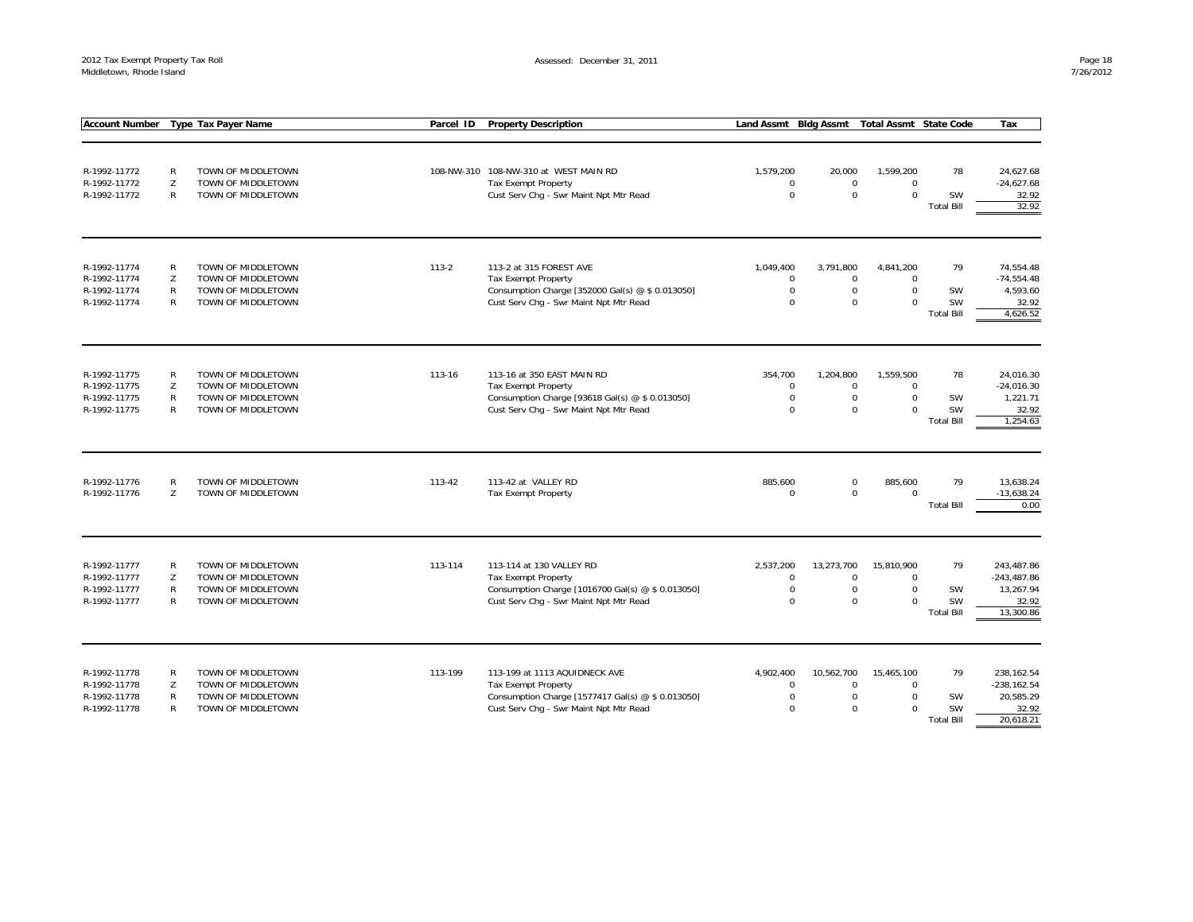| Account Number | Type | Tax Payer Name | Parcel ID | Property Description | Land Assmt | Bldg Assmt | Total Assmt | State Code | Tax |
|---|---|---|---|---|---|---|---|---|---|
| R-1992-11772 | R | TOWN OF MIDDLETOWN | 108-NW-310 | 108-NW-310 at WEST MAIN RD | 1,579,200 | 20,000 | 1,599,200 | 78 | 24,627.68 |
| R-1992-11772 | Z | TOWN OF MIDDLETOWN | | Tax Exempt Property | 0 | 0 | 0 | | -24,627.68 |
| R-1992-11772 | R | TOWN OF MIDDLETOWN | | Cust Serv Chg - Swr Maint Npt Mtr Read | 0 | 0 | 0 | SW | 32.92 |
| | | | | | | | | Total Bill | 32.92 |
| R-1992-11774 | R | TOWN OF MIDDLETOWN | 113-2 | 113-2 at 315 FOREST AVE | 1,049,400 | 3,791,800 | 4,841,200 | 79 | 74,554.48 |
| R-1992-11774 | Z | TOWN OF MIDDLETOWN | | Tax Exempt Property | 0 | 0 | 0 | | -74,554.48 |
| R-1992-11774 | R | TOWN OF MIDDLETOWN | | Consumption Charge [352000 Gal(s) @ $ 0.013050] | 0 | 0 | 0 | SW | 4,593.60 |
| R-1992-11774 | R | TOWN OF MIDDLETOWN | | Cust Serv Chg - Swr Maint Npt Mtr Read | 0 | 0 | 0 | SW | 32.92 |
| | | | | | | | | Total Bill | 4,626.52 |
| R-1992-11775 | R | TOWN OF MIDDLETOWN | 113-16 | 113-16 at 350 EAST MAIN RD | 354,700 | 1,204,800 | 1,559,500 | 78 | 24,016.30 |
| R-1992-11775 | Z | TOWN OF MIDDLETOWN | | Tax Exempt Property | 0 | 0 | 0 | | -24,016.30 |
| R-1992-11775 | R | TOWN OF MIDDLETOWN | | Consumption Charge [93618 Gal(s) @ $ 0.013050] | 0 | 0 | 0 | SW | 1,221.71 |
| R-1992-11775 | R | TOWN OF MIDDLETOWN | | Cust Serv Chg - Swr Maint Npt Mtr Read | 0 | 0 | 0 | SW | 32.92 |
| | | | | | | | | Total Bill | 1,254.63 |
| R-1992-11776 | R | TOWN OF MIDDLETOWN | 113-42 | 113-42 at VALLEY RD | 885,600 | 0 | 885,600 | 79 | 13,638.24 |
| R-1992-11776 | Z | TOWN OF MIDDLETOWN | | Tax Exempt Property | 0 | 0 | 0 | | -13,638.24 |
| | | | | | | | | Total Bill | 0.00 |
| R-1992-11777 | R | TOWN OF MIDDLETOWN | 113-114 | 113-114 at 130 VALLEY RD | 2,537,200 | 13,273,700 | 15,810,900 | 79 | 243,487.86 |
| R-1992-11777 | Z | TOWN OF MIDDLETOWN | | Tax Exempt Property | 0 | 0 | 0 | | -243,487.86 |
| R-1992-11777 | R | TOWN OF MIDDLETOWN | | Consumption Charge [1016700 Gal(s) @ $ 0.013050] | 0 | 0 | 0 | SW | 13,267.94 |
| R-1992-11777 | R | TOWN OF MIDDLETOWN | | Cust Serv Chg - Swr Maint Npt Mtr Read | 0 | 0 | 0 | SW | 32.92 |
| | | | | | | | | Total Bill | 13,300.86 |
| R-1992-11778 | R | TOWN OF MIDDLETOWN | 113-199 | 113-199 at 1113 AQUIDNECK AVE | 4,902,400 | 10,562,700 | 15,465,100 | 79 | 238,162.54 |
| R-1992-11778 | Z | TOWN OF MIDDLETOWN | | Tax Exempt Property | 0 | 0 | 0 | | -238,162.54 |
| R-1992-11778 | R | TOWN OF MIDDLETOWN | | Consumption Charge [1577417 Gal(s) @ $ 0.013050] | 0 | 0 | 0 | SW | 20,585.29 |
| R-1992-11778 | R | TOWN OF MIDDLETOWN | | Cust Serv Chg - Swr Maint Npt Mtr Read | 0 | 0 | 0 | SW | 32.92 |
| | | | | | | | | Total Bill | 20,618.21 |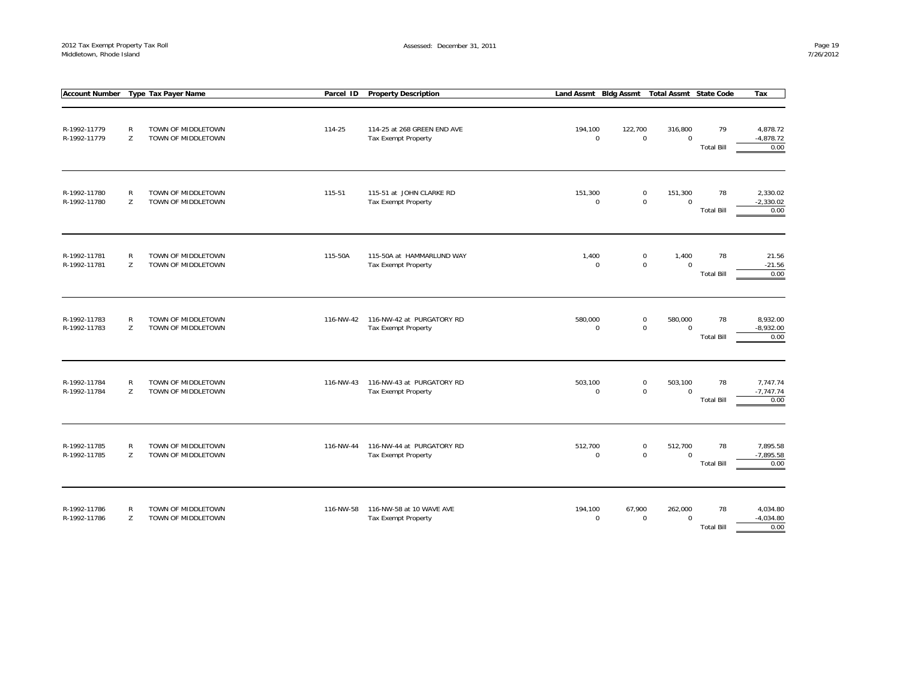| Account Number | Type | Tax Payer Name | Parcel ID | Property Description | Land Assmt | Bldg Assmt | Total Assmt | State Code | Tax |
|---|---|---|---|---|---|---|---|---|---|
| R-1992-11779 | R | TOWN OF MIDDLETOWN | 114-25 | 114-25 at 268 GREEN END AVE | 194,100 | 122,700 | 316,800 | 79 | 4,878.72 |
| R-1992-11779 | Z | TOWN OF MIDDLETOWN | | Tax Exempt Property | 0 | 0 | 0 | | -4,878.72 |
| | | | | | | | | Total Bill | 0.00 |
| R-1992-11780 | R | TOWN OF MIDDLETOWN | 115-51 | 115-51 at JOHN CLARKE RD | 151,300 | 0 | 151,300 | 78 | 2,330.02 |
| R-1992-11780 | Z | TOWN OF MIDDLETOWN | | Tax Exempt Property | 0 | 0 | 0 | | -2,330.02 |
| | | | | | | | | Total Bill | 0.00 |
| R-1992-11781 | R | TOWN OF MIDDLETOWN | 115-50A | 115-50A at HAMMARLUND WAY | 1,400 | 0 | 1,400 | 78 | 21.56 |
| R-1992-11781 | Z | TOWN OF MIDDLETOWN | | Tax Exempt Property | 0 | 0 | 0 | | -21.56 |
| | | | | | | | | Total Bill | 0.00 |
| R-1992-11783 | R | TOWN OF MIDDLETOWN | 116-NW-42 | 116-NW-42 at PURGATORY RD | 580,000 | 0 | 580,000 | 78 | 8,932.00 |
| R-1992-11783 | Z | TOWN OF MIDDLETOWN | | Tax Exempt Property | 0 | 0 | 0 | | -8,932.00 |
| | | | | | | | | Total Bill | 0.00 |
| R-1992-11784 | R | TOWN OF MIDDLETOWN | 116-NW-43 | 116-NW-43 at PURGATORY RD | 503,100 | 0 | 503,100 | 78 | 7,747.74 |
| R-1992-11784 | Z | TOWN OF MIDDLETOWN | | Tax Exempt Property | 0 | 0 | 0 | | -7,747.74 |
| | | | | | | | | Total Bill | 0.00 |
| R-1992-11785 | R | TOWN OF MIDDLETOWN | 116-NW-44 | 116-NW-44 at PURGATORY RD | 512,700 | 0 | 512,700 | 78 | 7,895.58 |
| R-1992-11785 | Z | TOWN OF MIDDLETOWN | | Tax Exempt Property | 0 | 0 | 0 | | -7,895.58 |
| | | | | | | | | Total Bill | 0.00 |
| R-1992-11786 | R | TOWN OF MIDDLETOWN | 116-NW-58 | 116-NW-58 at 10 WAVE AVE | 194,100 | 67,900 | 262,000 | 78 | 4,034.80 |
| R-1992-11786 | Z | TOWN OF MIDDLETOWN | | Tax Exempt Property | 0 | 0 | 0 | | -4,034.80 |
| | | | | | | | | Total Bill | 0.00 |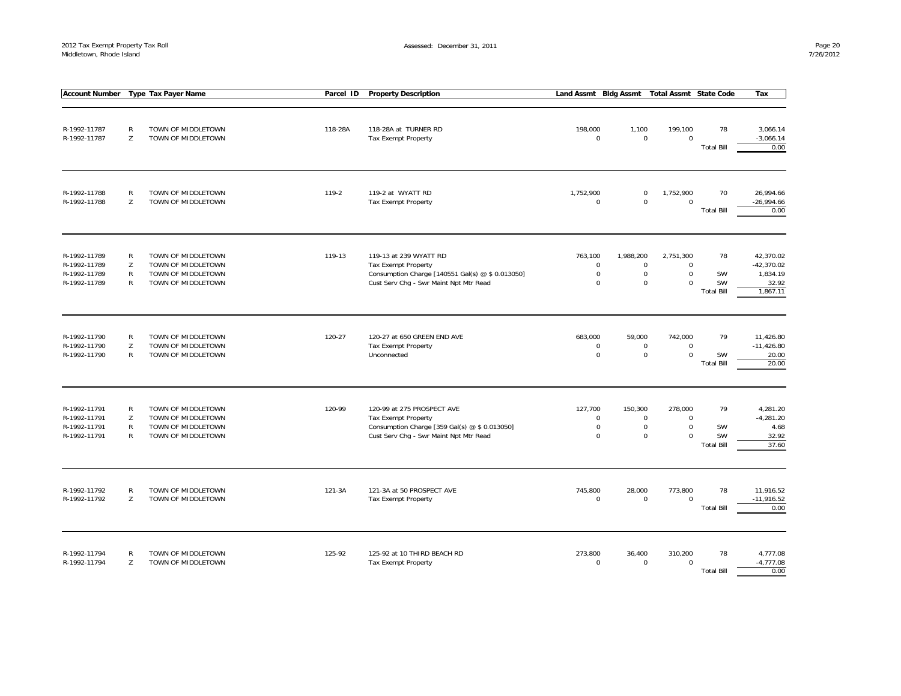| Account Number | Type | Tax Payer Name | Parcel ID | Property Description | Land Assmt | Bldg Assmt | Total Assmt | State Code | Tax |
|---|---|---|---|---|---|---|---|---|---|
| R-1992-11787 | R | TOWN OF MIDDLETOWN | 118-28A | 118-28A at TURNER RD | 198,000 | 1,100 | 199,100 | 78 | 3,066.14 |
| R-1992-11787 | Z | TOWN OF MIDDLETOWN | | Tax Exempt Property | 0 | 0 | 0 | | -3,066.14 |
| | | | | | | | | Total Bill | 0.00 |
| R-1992-11788 | R | TOWN OF MIDDLETOWN | 119-2 | 119-2 at WYATT RD | 1,752,900 | 0 | 1,752,900 | 70 | 26,994.66 |
| R-1992-11788 | Z | TOWN OF MIDDLETOWN | | Tax Exempt Property | 0 | 0 | 0 | | -26,994.66 |
| | | | | | | | | Total Bill | 0.00 |
| R-1992-11789 | R | TOWN OF MIDDLETOWN | 119-13 | 119-13 at 239 WYATT RD | 763,100 | 1,988,200 | 2,751,300 | 78 | 42,370.02 |
| R-1992-11789 | Z | TOWN OF MIDDLETOWN | | Tax Exempt Property | 0 | 0 | 0 | | -42,370.02 |
| R-1992-11789 | R | TOWN OF MIDDLETOWN | | Consumption Charge [140551 Gal(s) @ $ 0.013050] | 0 | 0 | 0 | SW | 1,834.19 |
| R-1992-11789 | R | TOWN OF MIDDLETOWN | | Cust Serv Chg - Swr Maint Npt Mtr Read | 0 | 0 | 0 | SW | 32.92 |
| | | | | | | | | Total Bill | 1,867.11 |
| R-1992-11790 | R | TOWN OF MIDDLETOWN | 120-27 | 120-27 at 650 GREEN END AVE | 683,000 | 59,000 | 742,000 | 79 | 11,426.80 |
| R-1992-11790 | Z | TOWN OF MIDDLETOWN | | Tax Exempt Property | 0 | 0 | 0 | | -11,426.80 |
| R-1992-11790 | R | TOWN OF MIDDLETOWN | | Unconnected | 0 | 0 | 0 | SW | 20.00 |
| | | | | | | | | Total Bill | 20.00 |
| R-1992-11791 | R | TOWN OF MIDDLETOWN | 120-99 | 120-99 at 275 PROSPECT AVE | 127,700 | 150,300 | 278,000 | 79 | 4,281.20 |
| R-1992-11791 | Z | TOWN OF MIDDLETOWN | | Tax Exempt Property | 0 | 0 | 0 | | -4,281.20 |
| R-1992-11791 | R | TOWN OF MIDDLETOWN | | Consumption Charge [359 Gal(s) @ $ 0.013050] | 0 | 0 | 0 | SW | 4.68 |
| R-1992-11791 | R | TOWN OF MIDDLETOWN | | Cust Serv Chg - Swr Maint Npt Mtr Read | 0 | 0 | 0 | SW | 32.92 |
| | | | | | | | | Total Bill | 37.60 |
| R-1992-11792 | R | TOWN OF MIDDLETOWN | 121-3A | 121-3A at 50 PROSPECT AVE | 745,800 | 28,000 | 773,800 | 78 | 11,916.52 |
| R-1992-11792 | Z | TOWN OF MIDDLETOWN | | Tax Exempt Property | 0 | 0 | 0 | | -11,916.52 |
| | | | | | | | | Total Bill | 0.00 |
| R-1992-11794 | R | TOWN OF MIDDLETOWN | 125-92 | 125-92 at 10 THIRD BEACH RD | 273,800 | 36,400 | 310,200 | 78 | 4,777.08 |
| R-1992-11794 | Z | TOWN OF MIDDLETOWN | | Tax Exempt Property | 0 | 0 | 0 | | -4,777.08 |
| | | | | | | | | Total Bill | 0.00 |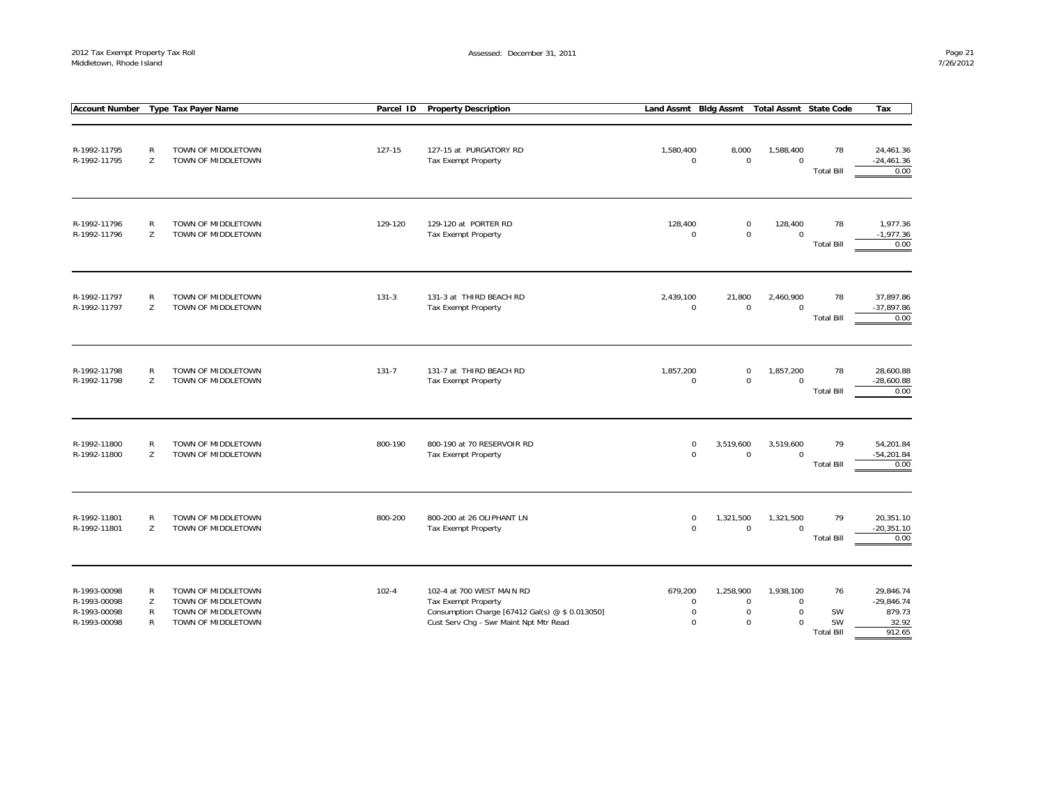| Account Number | Type | Tax Payer Name | Parcel ID | Property Description | Land Assmt | Bldg Assmt | Total Assmt | State Code | Tax |
|---|---|---|---|---|---|---|---|---|---|
| R-1992-11795 | R | TOWN OF MIDDLETOWN | 127-15 | 127-15 at PURGATORY RD | 1,580,400 | 8,000 | 1,588,400 | 78 | 24,461.36 |
| R-1992-11795 | Z | TOWN OF MIDDLETOWN | | Tax Exempt Property | 0 | 0 | 0 | | -24,461.36 |
| | | | | | | | | Total Bill | 0.00 |
| R-1992-11796 | R | TOWN OF MIDDLETOWN | 129-120 | 129-120 at PORTER RD | 128,400 | 0 | 128,400 | 78 | 1,977.36 |
| R-1992-11796 | Z | TOWN OF MIDDLETOWN | | Tax Exempt Property | 0 | 0 | 0 | | -1,977.36 |
| | | | | | | | | Total Bill | 0.00 |
| R-1992-11797 | R | TOWN OF MIDDLETOWN | 131-3 | 131-3 at THIRD BEACH RD | 2,439,100 | 21,800 | 2,460,900 | 78 | 37,897.86 |
| R-1992-11797 | Z | TOWN OF MIDDLETOWN | | Tax Exempt Property | 0 | 0 | 0 | | -37,897.86 |
| | | | | | | | | Total Bill | 0.00 |
| R-1992-11798 | R | TOWN OF MIDDLETOWN | 131-7 | 131-7 at THIRD BEACH RD | 1,857,200 | 0 | 1,857,200 | 78 | 28,600.88 |
| R-1992-11798 | Z | TOWN OF MIDDLETOWN | | Tax Exempt Property | 0 | 0 | 0 | | -28,600.88 |
| | | | | | | | | Total Bill | 0.00 |
| R-1992-11800 | R | TOWN OF MIDDLETOWN | 800-190 | 800-190 at 70 RESERVOIR RD | 0 | 3,519,600 | 3,519,600 | 79 | 54,201.84 |
| R-1992-11800 | Z | TOWN OF MIDDLETOWN | | Tax Exempt Property | 0 | 0 | 0 | | -54,201.84 |
| | | | | | | | | Total Bill | 0.00 |
| R-1992-11801 | R | TOWN OF MIDDLETOWN | 800-200 | 800-200 at 26 OLIPHANT LN | 0 | 1,321,500 | 1,321,500 | 79 | 20,351.10 |
| R-1992-11801 | Z | TOWN OF MIDDLETOWN | | Tax Exempt Property | 0 | 0 | 0 | | -20,351.10 |
| | | | | | | | | Total Bill | 0.00 |
| R-1993-00098 | R | TOWN OF MIDDLETOWN | 102-4 | 102-4 at 700 WEST MAIN RD | 679,200 | 1,258,900 | 1,938,100 | 76 | 29,846.74 |
| R-1993-00098 | Z | TOWN OF MIDDLETOWN | | Tax Exempt Property | 0 | 0 | 0 | | -29,846.74 |
| R-1993-00098 | R | TOWN OF MIDDLETOWN | | Consumption Charge [67412 Gal(s) @ $ 0.013050] | 0 | 0 | 0 | SW | 879.73 |
| R-1993-00098 | R | TOWN OF MIDDLETOWN | | Cust Serv Chg - Swr Maint Npt Mtr Read | 0 | 0 | 0 | SW | 32.92 |
| | | | | | | | | Total Bill | 912.65 |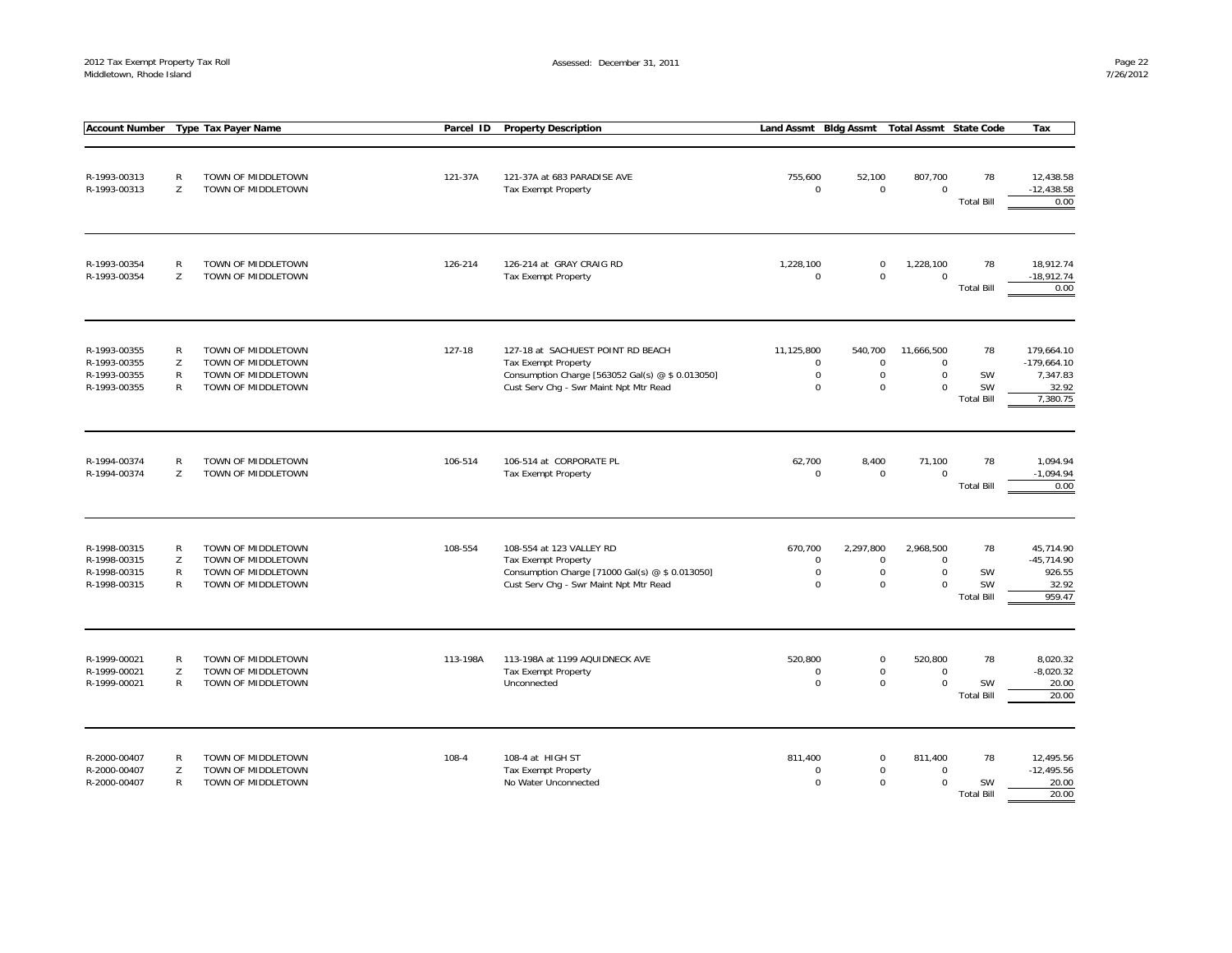| Account Number | Type | Tax Payer Name | Parcel ID | Property Description | Land Assmt | Bldg Assmt | Total Assmt | State Code | Tax |
|---|---|---|---|---|---|---|---|---|---|
| R-1993-00313 | R | TOWN OF MIDDLETOWN | 121-37A | 121-37A at 683 PARADISE AVE | 755,600 | 52,100 | 807,700 | 78 | 12,438.58 |
| R-1993-00313 | Z | TOWN OF MIDDLETOWN | | Tax Exempt Property | 0 | 0 | 0 | | -12,438.58 |
| | | | | | | | | Total Bill | 0.00 |
| R-1993-00354 | R | TOWN OF MIDDLETOWN | 126-214 | 126-214 at GRAY CRAIG RD | 1,228,100 | 0 | 1,228,100 | 78 | 18,912.74 |
| R-1993-00354 | Z | TOWN OF MIDDLETOWN | | Tax Exempt Property | 0 | 0 | 0 | | -18,912.74 |
| | | | | | | | | Total Bill | 0.00 |
| R-1993-00355 | R | TOWN OF MIDDLETOWN | 127-18 | 127-18 at SACHUEST POINT RD BEACH | 11,125,800 | 540,700 | 11,666,500 | 78 | 179,664.10 |
| R-1993-00355 | Z | TOWN OF MIDDLETOWN | | Tax Exempt Property | 0 | 0 | 0 | | -179,664.10 |
| R-1993-00355 | R | TOWN OF MIDDLETOWN | | Consumption Charge [563052 Gal(s) @ $ 0.013050] | 0 | 0 | 0 | SW | 7,347.83 |
| R-1993-00355 | R | TOWN OF MIDDLETOWN | | Cust Serv Chg - Swr Maint Npt Mtr Read | 0 | 0 | 0 | SW | 32.92 |
| | | | | | | | | Total Bill | 7,380.75 |
| R-1994-00374 | R | TOWN OF MIDDLETOWN | 106-514 | 106-514 at CORPORATE PL | 62,700 | 8,400 | 71,100 | 78 | 1,094.94 |
| R-1994-00374 | Z | TOWN OF MIDDLETOWN | | Tax Exempt Property | 0 | 0 | 0 | | -1,094.94 |
| | | | | | | | | Total Bill | 0.00 |
| R-1998-00315 | R | TOWN OF MIDDLETOWN | 108-554 | 108-554 at 123 VALLEY RD | 670,700 | 2,297,800 | 2,968,500 | 78 | 45,714.90 |
| R-1998-00315 | Z | TOWN OF MIDDLETOWN | | Tax Exempt Property | 0 | 0 | 0 | | -45,714.90 |
| R-1998-00315 | R | TOWN OF MIDDLETOWN | | Consumption Charge [71000 Gal(s) @ $ 0.013050] | 0 | 0 | 0 | SW | 926.55 |
| R-1998-00315 | R | TOWN OF MIDDLETOWN | | Cust Serv Chg - Swr Maint Npt Mtr Read | 0 | 0 | 0 | SW | 32.92 |
| | | | | | | | | Total Bill | 959.47 |
| R-1999-00021 | R | TOWN OF MIDDLETOWN | 113-198A | 113-198A at 1199 AQUIDNECK AVE | 520,800 | 0 | 520,800 | 78 | 8,020.32 |
| R-1999-00021 | Z | TOWN OF MIDDLETOWN | | Tax Exempt Property | 0 | 0 | 0 | | -8,020.32 |
| R-1999-00021 | R | TOWN OF MIDDLETOWN | | Unconnected | 0 | 0 | 0 | SW | 20.00 |
| | | | | | | | | Total Bill | 20.00 |
| R-2000-00407 | R | TOWN OF MIDDLETOWN | 108-4 | 108-4 at HIGH ST | 811,400 | 0 | 811,400 | 78 | 12,495.56 |
| R-2000-00407 | Z | TOWN OF MIDDLETOWN | | Tax Exempt Property | 0 | 0 | 0 | | -12,495.56 |
| R-2000-00407 | R | TOWN OF MIDDLETOWN | | No Water Unconnected | 0 | 0 | 0 | SW | 20.00 |
| | | | | | | | | Total Bill | 20.00 |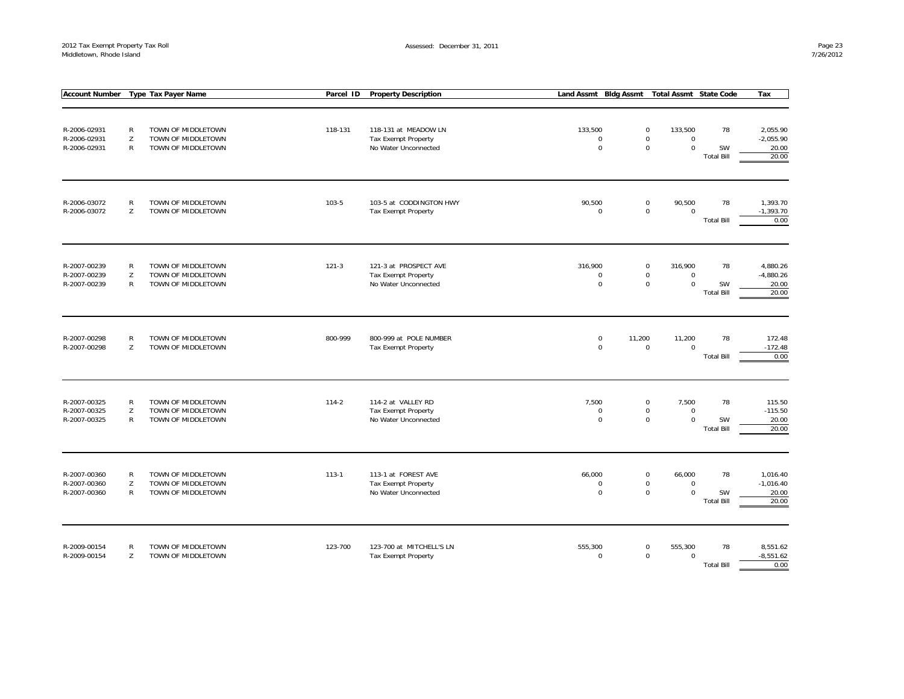| Account Number | Type | Tax Payer Name | Parcel ID | Property Description | Land Assmt | Bldg Assmt | Total Assmt | State Code | Tax |
|---|---|---|---|---|---|---|---|---|---|
| R-2006-02931 | R | TOWN OF MIDDLETOWN | 118-131 | 118-131 at MEADOW LN | 133,500 | 0 | 133,500 | 78 | 2,055.90 |
| R-2006-02931 | Z | TOWN OF MIDDLETOWN | | Tax Exempt Property | 0 | 0 | 0 | | -2,055.90 |
| R-2006-02931 | R | TOWN OF MIDDLETOWN | | No Water Unconnected | 0 | 0 | 0 | SW | 20.00 |
| | | | | | | | | Total Bill | 20.00 |
| R-2006-03072 | R | TOWN OF MIDDLETOWN | 103-5 | 103-5 at CODDINGTON HWY | 90,500 | 0 | 90,500 | 78 | 1,393.70 |
| R-2006-03072 | Z | TOWN OF MIDDLETOWN | | Tax Exempt Property | 0 | 0 | 0 | | -1,393.70 |
| | | | | | | | | Total Bill | 0.00 |
| R-2007-00239 | R | TOWN OF MIDDLETOWN | 121-3 | 121-3 at PROSPECT AVE | 316,900 | 0 | 316,900 | 78 | 4,880.26 |
| R-2007-00239 | Z | TOWN OF MIDDLETOWN | | Tax Exempt Property | 0 | 0 | 0 | | -4,880.26 |
| R-2007-00239 | R | TOWN OF MIDDLETOWN | | No Water Unconnected | 0 | 0 | 0 | SW | 20.00 |
| | | | | | | | | Total Bill | 20.00 |
| R-2007-00298 | R | TOWN OF MIDDLETOWN | 800-999 | 800-999 at POLE NUMBER | 0 | 11,200 | 11,200 | 78 | 172.48 |
| R-2007-00298 | Z | TOWN OF MIDDLETOWN | | Tax Exempt Property | 0 | 0 | 0 | | -172.48 |
| | | | | | | | | Total Bill | 0.00 |
| R-2007-00325 | R | TOWN OF MIDDLETOWN | 114-2 | 114-2 at VALLEY RD | 7,500 | 0 | 7,500 | 78 | 115.50 |
| R-2007-00325 | Z | TOWN OF MIDDLETOWN | | Tax Exempt Property | 0 | 0 | 0 | | -115.50 |
| R-2007-00325 | R | TOWN OF MIDDLETOWN | | No Water Unconnected | 0 | 0 | 0 | SW | 20.00 |
| | | | | | | | | Total Bill | 20.00 |
| R-2007-00360 | R | TOWN OF MIDDLETOWN | 113-1 | 113-1 at FOREST AVE | 66,000 | 0 | 66,000 | 78 | 1,016.40 |
| R-2007-00360 | Z | TOWN OF MIDDLETOWN | | Tax Exempt Property | 0 | 0 | 0 | | -1,016.40 |
| R-2007-00360 | R | TOWN OF MIDDLETOWN | | No Water Unconnected | 0 | 0 | 0 | SW | 20.00 |
| | | | | | | | | Total Bill | 20.00 |
| R-2009-00154 | R | TOWN OF MIDDLETOWN | 123-700 | 123-700 at MITCHELL'S LN | 555,300 | 0 | 555,300 | 78 | 8,551.62 |
| R-2009-00154 | Z | TOWN OF MIDDLETOWN | | Tax Exempt Property | 0 | 0 | 0 | | -8,551.62 |
| | | | | | | | | Total Bill | 0.00 |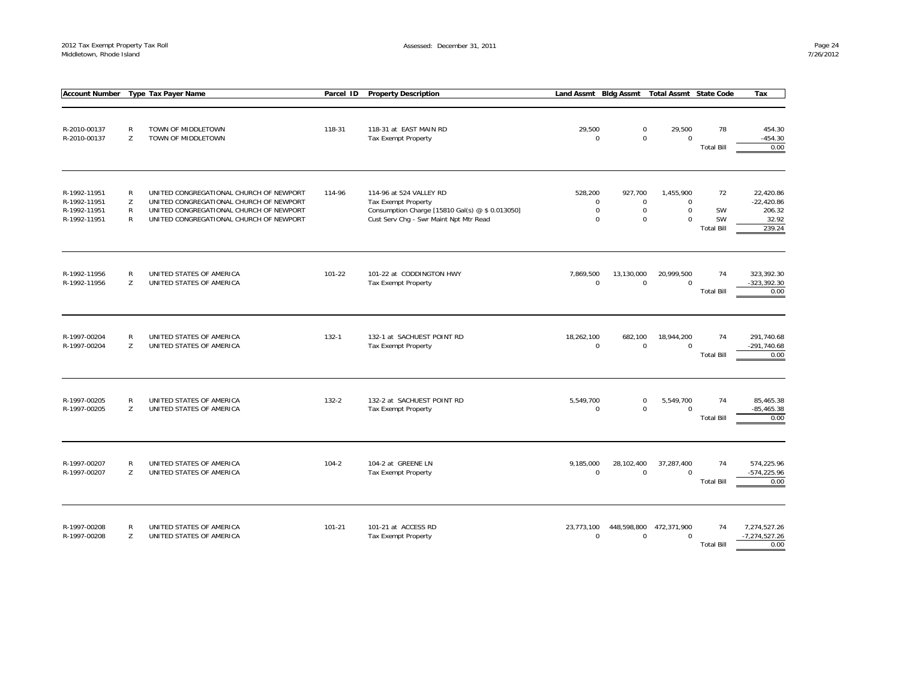| Account Number | Type | Tax Payer Name | Parcel ID | Property Description | Land Assmt | Bldg Assmt | Total Assmt | State Code | Tax |
|---|---|---|---|---|---|---|---|---|---|
| R-2010-00137 | R | TOWN OF MIDDLETOWN | 118-31 | 118-31 at EAST MAIN RD | 29,500 | 0 | 29,500 | 78 | 454.30 |
| R-2010-00137 | Z | TOWN OF MIDDLETOWN | | Tax Exempt Property | 0 | 0 | 0 | | -454.30 |
| | | | | | | | | Total Bill | 0.00 |
| R-1992-11951 | R | UNITED CONGREGATIONAL CHURCH OF NEWPORT | 114-96 | 114-96 at 524 VALLEY RD | 528,200 | 927,700 | 1,455,900 | 72 | 22,420.86 |
| R-1992-11951 | Z | UNITED CONGREGATIONAL CHURCH OF NEWPORT | | Tax Exempt Property | 0 | 0 | 0 | | -22,420.86 |
| R-1992-11951 | R | UNITED CONGREGATIONAL CHURCH OF NEWPORT | | Consumption Charge [15810 Gal(s) @ $ 0.013050] | 0 | 0 | 0 | SW | 206.32 |
| R-1992-11951 | R | UNITED CONGREGATIONAL CHURCH OF NEWPORT | | Cust Serv Chg - Swr Maint Npt Mtr Read | 0 | 0 | 0 | SW | 32.92 |
| | | | | | | | | Total Bill | 239.24 |
| R-1992-11956 | R | UNITED STATES OF AMERICA | 101-22 | 101-22 at CODDINGTON HWY | 7,869,500 | 13,130,000 | 20,999,500 | 74 | 323,392.30 |
| R-1992-11956 | Z | UNITED STATES OF AMERICA | | Tax Exempt Property | 0 | 0 | 0 | | -323,392.30 |
| | | | | | | | | Total Bill | 0.00 |
| R-1997-00204 | R | UNITED STATES OF AMERICA | 132-1 | 132-1 at SACHUEST POINT RD | 18,262,100 | 682,100 | 18,944,200 | 74 | 291,740.68 |
| R-1997-00204 | Z | UNITED STATES OF AMERICA | | Tax Exempt Property | 0 | 0 | 0 | | -291,740.68 |
| | | | | | | | | Total Bill | 0.00 |
| R-1997-00205 | R | UNITED STATES OF AMERICA | 132-2 | 132-2 at SACHUEST POINT RD | 5,549,700 | 0 | 5,549,700 | 74 | 85,465.38 |
| R-1997-00205 | Z | UNITED STATES OF AMERICA | | Tax Exempt Property | 0 | 0 | 0 | | -85,465.38 |
| | | | | | | | | Total Bill | 0.00 |
| R-1997-00207 | R | UNITED STATES OF AMERICA | 104-2 | 104-2 at GREENE LN | 9,185,000 | 28,102,400 | 37,287,400 | 74 | 574,225.96 |
| R-1997-00207 | Z | UNITED STATES OF AMERICA | | Tax Exempt Property | 0 | 0 | 0 | | -574,225.96 |
| | | | | | | | | Total Bill | 0.00 |
| R-1997-00208 | R | UNITED STATES OF AMERICA | 101-21 | 101-21 at ACCESS RD | 23,773,100 | 448,598,800 | 472,371,900 | 74 | 7,274,527.26 |
| R-1997-00208 | Z | UNITED STATES OF AMERICA | | Tax Exempt Property | 0 | 0 | 0 | | -7,274,527.26 |
| | | | | | | | | Total Bill | 0.00 |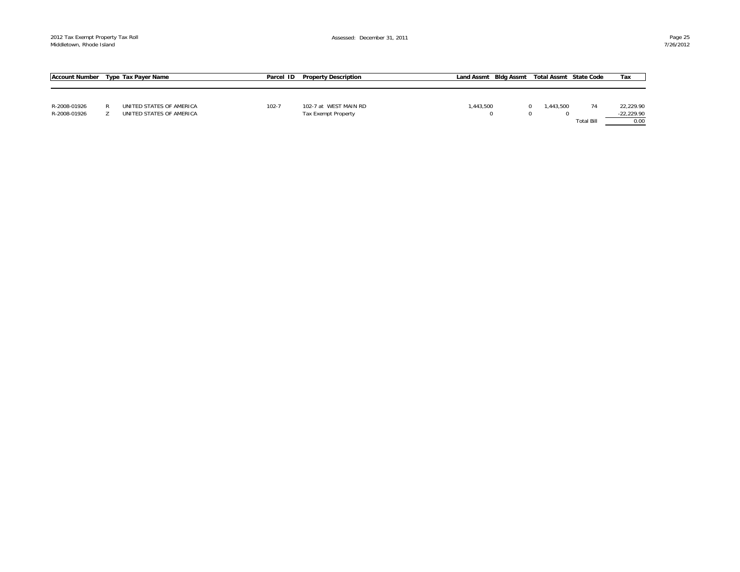| Account Number | Type | Tax Payer Name | Parcel ID | Property Description | Land Assmt | Bldg Assmt | Total Assmt | State Code | Tax |
|---|---|---|---|---|---|---|---|---|---|
| R-2008-01926 | R | UNITED STATES OF AMERICA | 102-7 | 102-7 at WEST MAIN RD | 1,443,500 | 0 | 1,443,500 | 74 | 22,229.90 |
| R-2008-01926 | Z | UNITED STATES OF AMERICA | | Tax Exempt Property | 0 | 0 | 0 | | -22,229.90 |
| | | | | | | | | Total Bill | 0.00 |